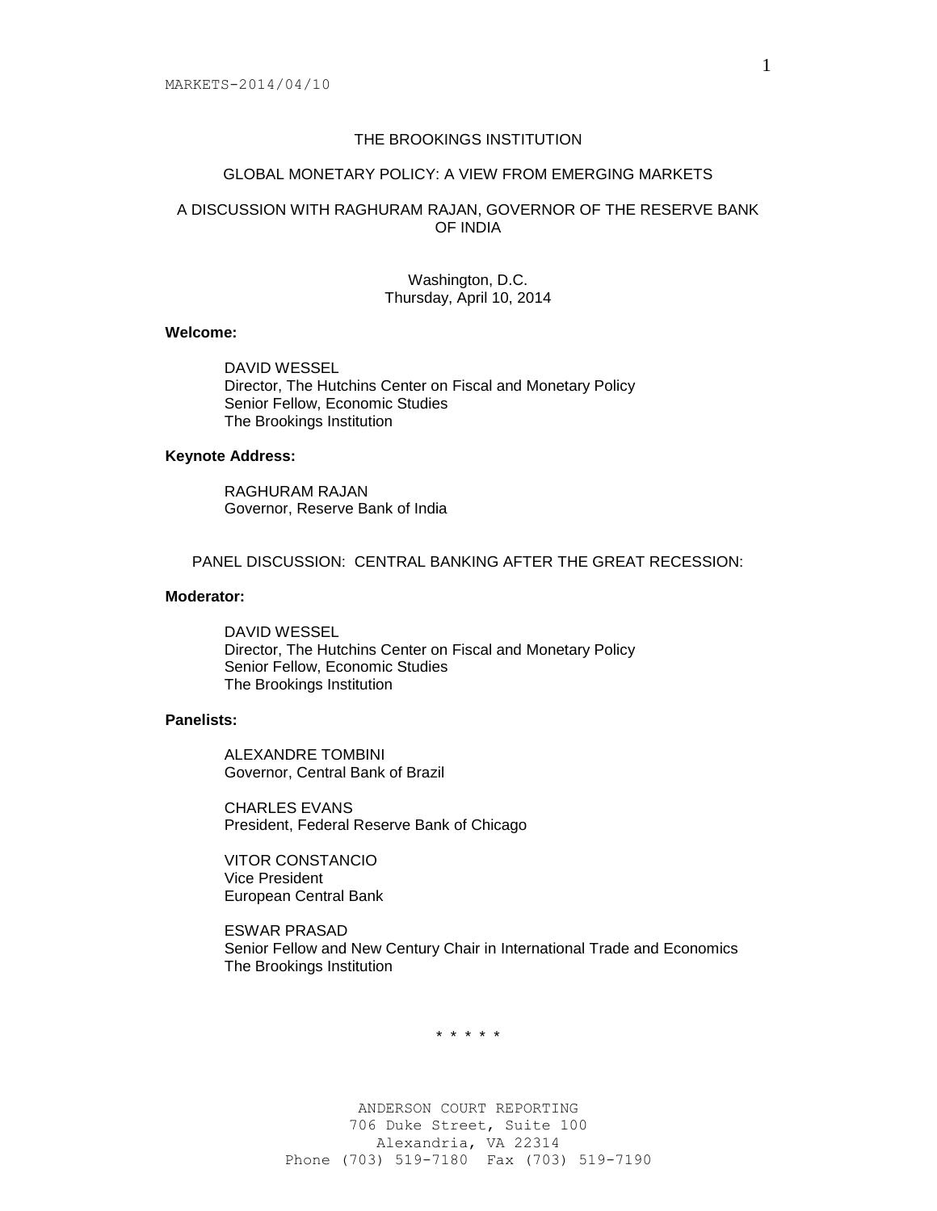# THE BROOKINGS INSTITUTION

## GLOBAL MONETARY POLICY: A VIEW FROM EMERGING MARKETS

## A DISCUSSION WITH RAGHURAM RAJAN, GOVERNOR OF THE RESERVE BANK OF INDIA

Washington, D.C.
Thursday, April 10, 2014

**Welcome:**

DAVID WESSEL
Director, The Hutchins Center on Fiscal and Monetary Policy
Senior Fellow, Economic Studies
The Brookings Institution

**Keynote Address:**

RAGHURAM RAJAN
Governor, Reserve Bank of India

PANEL DISCUSSION: CENTRAL BANKING AFTER THE GREAT RECESSION:

**Moderator:**

DAVID WESSEL
Director, The Hutchins Center on Fiscal and Monetary Policy
Senior Fellow, Economic Studies
The Brookings Institution

**Panelists:**

ALEXANDRE TOMBINI
Governor, Central Bank of Brazil

CHARLES EVANS
President, Federal Reserve Bank of Chicago

VITOR CONSTANCIO
Vice President
European Central Bank

ESWAR PRASAD
Senior Fellow and New Century Chair in International Trade and Economics
The Brookings Institution

\* \* \* \* \*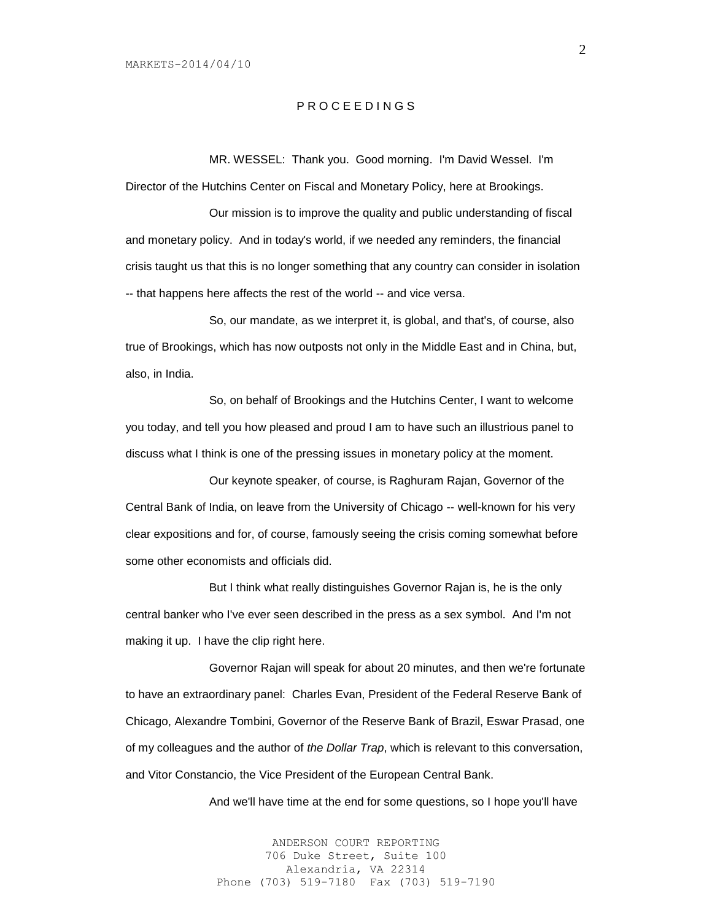P R O C E E D I N G S

MR. WESSEL: Thank you. Good morning. I'm David Wessel. I'm Director of the Hutchins Center on Fiscal and Monetary Policy, here at Brookings.

Our mission is to improve the quality and public understanding of fiscal and monetary policy. And in today's world, if we needed any reminders, the financial crisis taught us that this is no longer something that any country can consider in isolation -- that happens here affects the rest of the world -- and vice versa.

So, our mandate, as we interpret it, is global, and that's, of course, also true of Brookings, which has now outposts not only in the Middle East and in China, but, also, in India.

So, on behalf of Brookings and the Hutchins Center, I want to welcome you today, and tell you how pleased and proud I am to have such an illustrious panel to discuss what I think is one of the pressing issues in monetary policy at the moment.

Our keynote speaker, of course, is Raghuram Rajan, Governor of the Central Bank of India, on leave from the University of Chicago -- well-known for his very clear expositions and for, of course, famously seeing the crisis coming somewhat before some other economists and officials did.

But I think what really distinguishes Governor Rajan is, he is the only central banker who I've ever seen described in the press as a sex symbol. And I'm not making it up. I have the clip right here.

Governor Rajan will speak for about 20 minutes, and then we're fortunate to have an extraordinary panel: Charles Evan, President of the Federal Reserve Bank of Chicago, Alexandre Tombini, Governor of the Reserve Bank of Brazil, Eswar Prasad, one of my colleagues and the author of *the Dollar Trap*, which is relevant to this conversation, and Vitor Constancio, the Vice President of the European Central Bank.

And we'll have time at the end for some questions, so I hope you'll have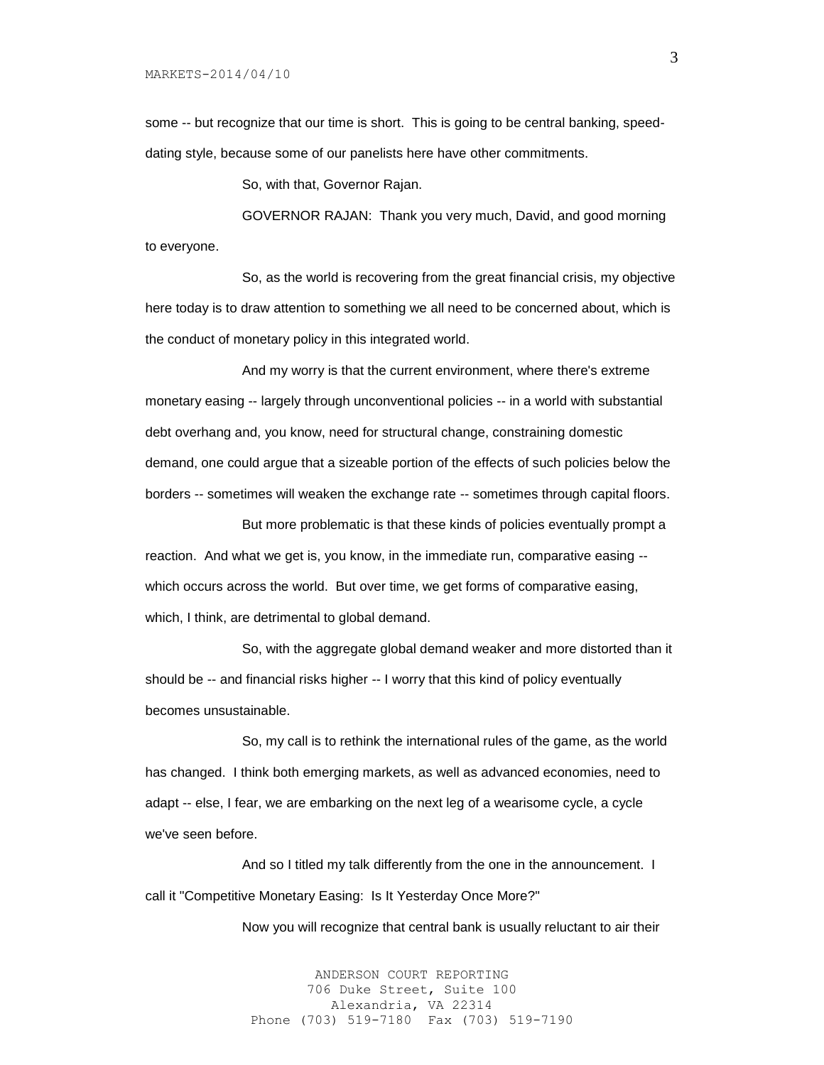some -- but recognize that our time is short. This is going to be central banking, speed-dating style, because some of our panelists here have other commitments.

So, with that, Governor Rajan.

GOVERNOR RAJAN: Thank you very much, David, and good morning to everyone.

So, as the world is recovering from the great financial crisis, my objective here today is to draw attention to something we all need to be concerned about, which is the conduct of monetary policy in this integrated world.

And my worry is that the current environment, where there's extreme monetary easing -- largely through unconventional policies -- in a world with substantial debt overhang and, you know, need for structural change, constraining domestic demand, one could argue that a sizeable portion of the effects of such policies below the borders -- sometimes will weaken the exchange rate -- sometimes through capital floors.

But more problematic is that these kinds of policies eventually prompt a reaction. And what we get is, you know, in the immediate run, comparative easing -- which occurs across the world. But over time, we get forms of comparative easing, which, I think, are detrimental to global demand.

So, with the aggregate global demand weaker and more distorted than it should be -- and financial risks higher -- I worry that this kind of policy eventually becomes unsustainable.

So, my call is to rethink the international rules of the game, as the world has changed. I think both emerging markets, as well as advanced economies, need to adapt -- else, I fear, we are embarking on the next leg of a wearisome cycle, a cycle we've seen before.

And so I titled my talk differently from the one in the announcement. I call it "Competitive Monetary Easing: Is It Yesterday Once More?"

Now you will recognize that central bank is usually reluctant to air their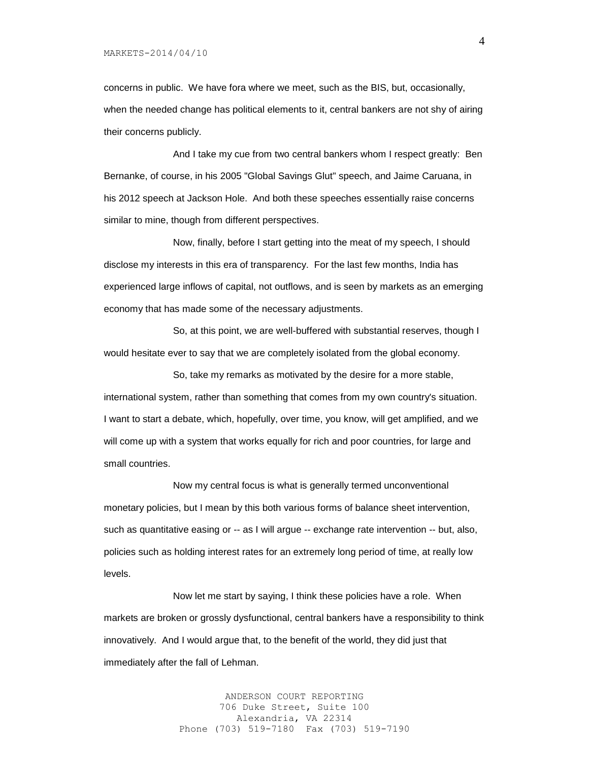concerns in public. We have fora where we meet, such as the BIS, but, occasionally, when the needed change has political elements to it, central bankers are not shy of airing their concerns publicly.

And I take my cue from two central bankers whom I respect greatly: Ben Bernanke, of course, in his 2005 "Global Savings Glut" speech, and Jaime Caruana, in his 2012 speech at Jackson Hole. And both these speeches essentially raise concerns similar to mine, though from different perspectives.

Now, finally, before I start getting into the meat of my speech, I should disclose my interests in this era of transparency. For the last few months, India has experienced large inflows of capital, not outflows, and is seen by markets as an emerging economy that has made some of the necessary adjustments.

So, at this point, we are well-buffered with substantial reserves, though I would hesitate ever to say that we are completely isolated from the global economy.

So, take my remarks as motivated by the desire for a more stable, international system, rather than something that comes from my own country's situation. I want to start a debate, which, hopefully, over time, you know, will get amplified, and we will come up with a system that works equally for rich and poor countries, for large and small countries.

Now my central focus is what is generally termed unconventional monetary policies, but I mean by this both various forms of balance sheet intervention, such as quantitative easing or -- as I will argue -- exchange rate intervention -- but, also, policies such as holding interest rates for an extremely long period of time, at really low levels.

Now let me start by saying, I think these policies have a role. When markets are broken or grossly dysfunctional, central bankers have a responsibility to think innovatively. And I would argue that, to the benefit of the world, they did just that immediately after the fall of Lehman.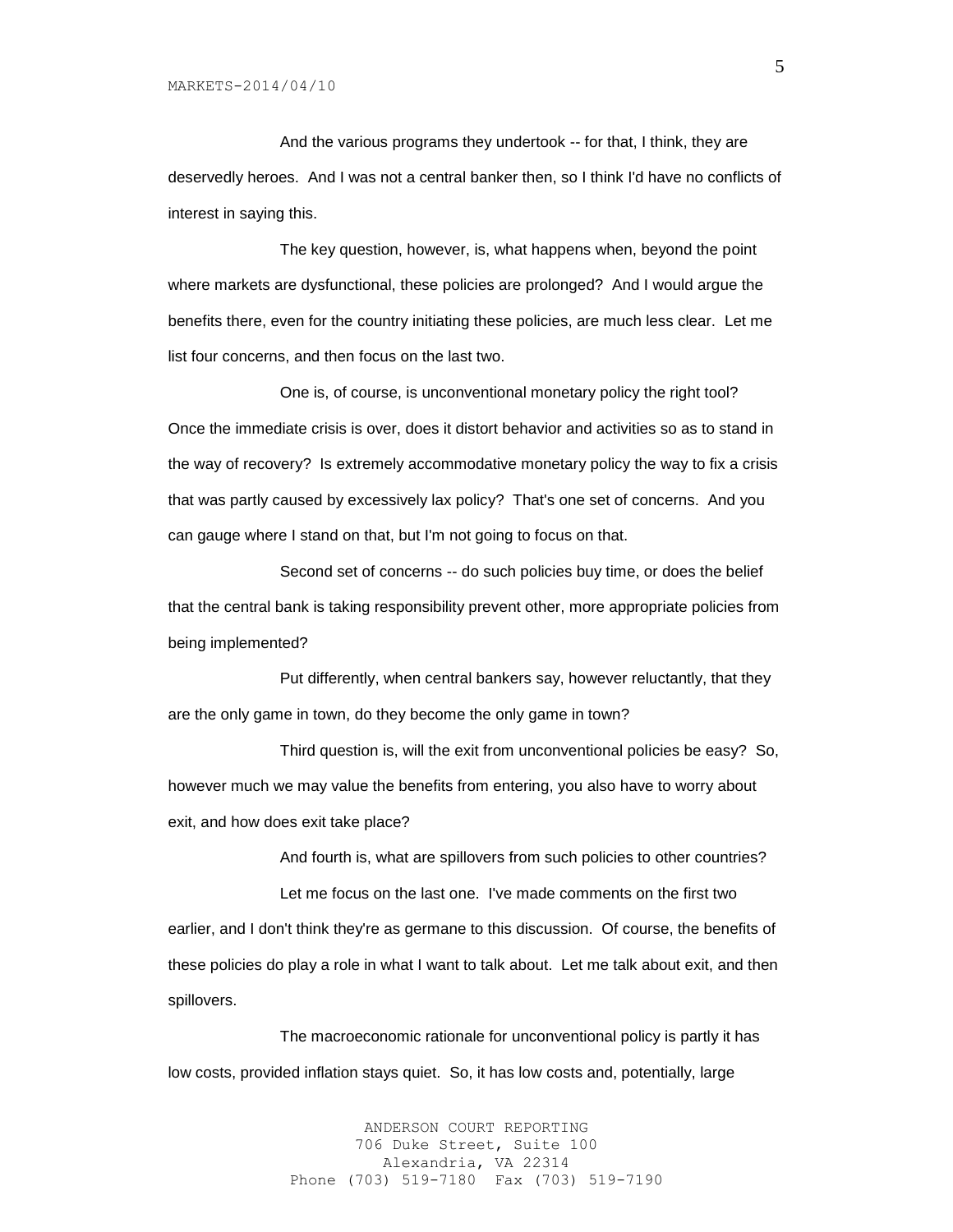And the various programs they undertook -- for that, I think, they are deservedly heroes. And I was not a central banker then, so I think I'd have no conflicts of interest in saying this.

The key question, however, is, what happens when, beyond the point where markets are dysfunctional, these policies are prolonged? And I would argue the benefits there, even for the country initiating these policies, are much less clear. Let me list four concerns, and then focus on the last two.

One is, of course, is unconventional monetary policy the right tool? Once the immediate crisis is over, does it distort behavior and activities so as to stand in the way of recovery? Is extremely accommodative monetary policy the way to fix a crisis that was partly caused by excessively lax policy? That's one set of concerns. And you can gauge where I stand on that, but I'm not going to focus on that.

Second set of concerns -- do such policies buy time, or does the belief that the central bank is taking responsibility prevent other, more appropriate policies from being implemented?

Put differently, when central bankers say, however reluctantly, that they are the only game in town, do they become the only game in town?

Third question is, will the exit from unconventional policies be easy? So, however much we may value the benefits from entering, you also have to worry about exit, and how does exit take place?

And fourth is, what are spillovers from such policies to other countries?

Let me focus on the last one. I've made comments on the first two earlier, and I don't think they're as germane to this discussion. Of course, the benefits of these policies do play a role in what I want to talk about. Let me talk about exit, and then spillovers.

The macroeconomic rationale for unconventional policy is partly it has low costs, provided inflation stays quiet. So, it has low costs and, potentially, large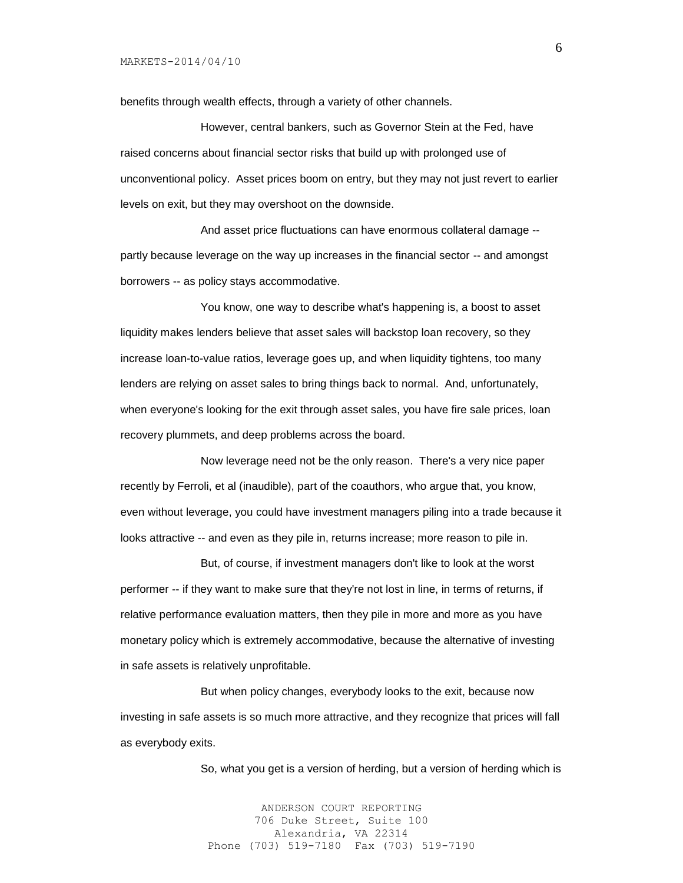benefits through wealth effects, through a variety of other channels.

However, central bankers, such as Governor Stein at the Fed, have raised concerns about financial sector risks that build up with prolonged use of unconventional policy. Asset prices boom on entry, but they may not just revert to earlier levels on exit, but they may overshoot on the downside.

And asset price fluctuations can have enormous collateral damage -- partly because leverage on the way up increases in the financial sector -- and amongst borrowers -- as policy stays accommodative.

You know, one way to describe what's happening is, a boost to asset liquidity makes lenders believe that asset sales will backstop loan recovery, so they increase loan-to-value ratios, leverage goes up, and when liquidity tightens, too many lenders are relying on asset sales to bring things back to normal. And, unfortunately, when everyone's looking for the exit through asset sales, you have fire sale prices, loan recovery plummets, and deep problems across the board.

Now leverage need not be the only reason. There's a very nice paper recently by Ferroli, et al (inaudible), part of the coauthors, who argue that, you know, even without leverage, you could have investment managers piling into a trade because it looks attractive -- and even as they pile in, returns increase; more reason to pile in.

But, of course, if investment managers don't like to look at the worst performer -- if they want to make sure that they're not lost in line, in terms of returns, if relative performance evaluation matters, then they pile in more and more as you have monetary policy which is extremely accommodative, because the alternative of investing in safe assets is relatively unprofitable.

But when policy changes, everybody looks to the exit, because now investing in safe assets is so much more attractive, and they recognize that prices will fall as everybody exits.

So, what you get is a version of herding, but a version of herding which is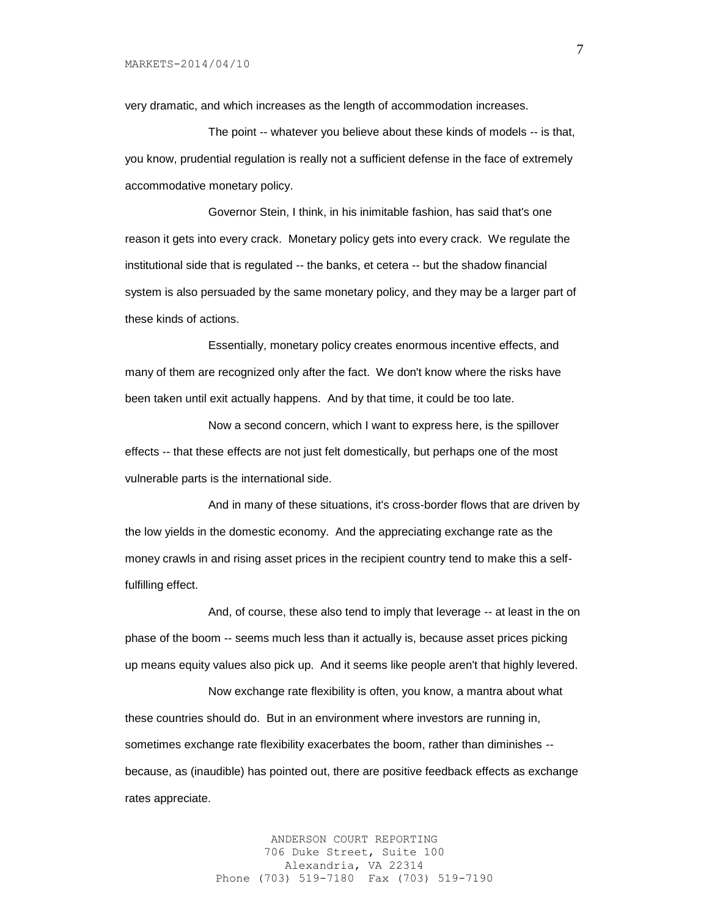very dramatic, and which increases as the length of accommodation increases.

The point -- whatever you believe about these kinds of models -- is that, you know, prudential regulation is really not a sufficient defense in the face of extremely accommodative monetary policy.

Governor Stein, I think, in his inimitable fashion, has said that's one reason it gets into every crack. Monetary policy gets into every crack. We regulate the institutional side that is regulated -- the banks, et cetera -- but the shadow financial system is also persuaded by the same monetary policy, and they may be a larger part of these kinds of actions.

Essentially, monetary policy creates enormous incentive effects, and many of them are recognized only after the fact. We don't know where the risks have been taken until exit actually happens. And by that time, it could be too late.

Now a second concern, which I want to express here, is the spillover effects -- that these effects are not just felt domestically, but perhaps one of the most vulnerable parts is the international side.

And in many of these situations, it's cross-border flows that are driven by the low yields in the domestic economy. And the appreciating exchange rate as the money crawls in and rising asset prices in the recipient country tend to make this a self-fulfilling effect.

And, of course, these also tend to imply that leverage -- at least in the on phase of the boom -- seems much less than it actually is, because asset prices picking up means equity values also pick up. And it seems like people aren't that highly levered.

Now exchange rate flexibility is often, you know, a mantra about what these countries should do. But in an environment where investors are running in, sometimes exchange rate flexibility exacerbates the boom, rather than diminishes -- because, as (inaudible) has pointed out, there are positive feedback effects as exchange rates appreciate.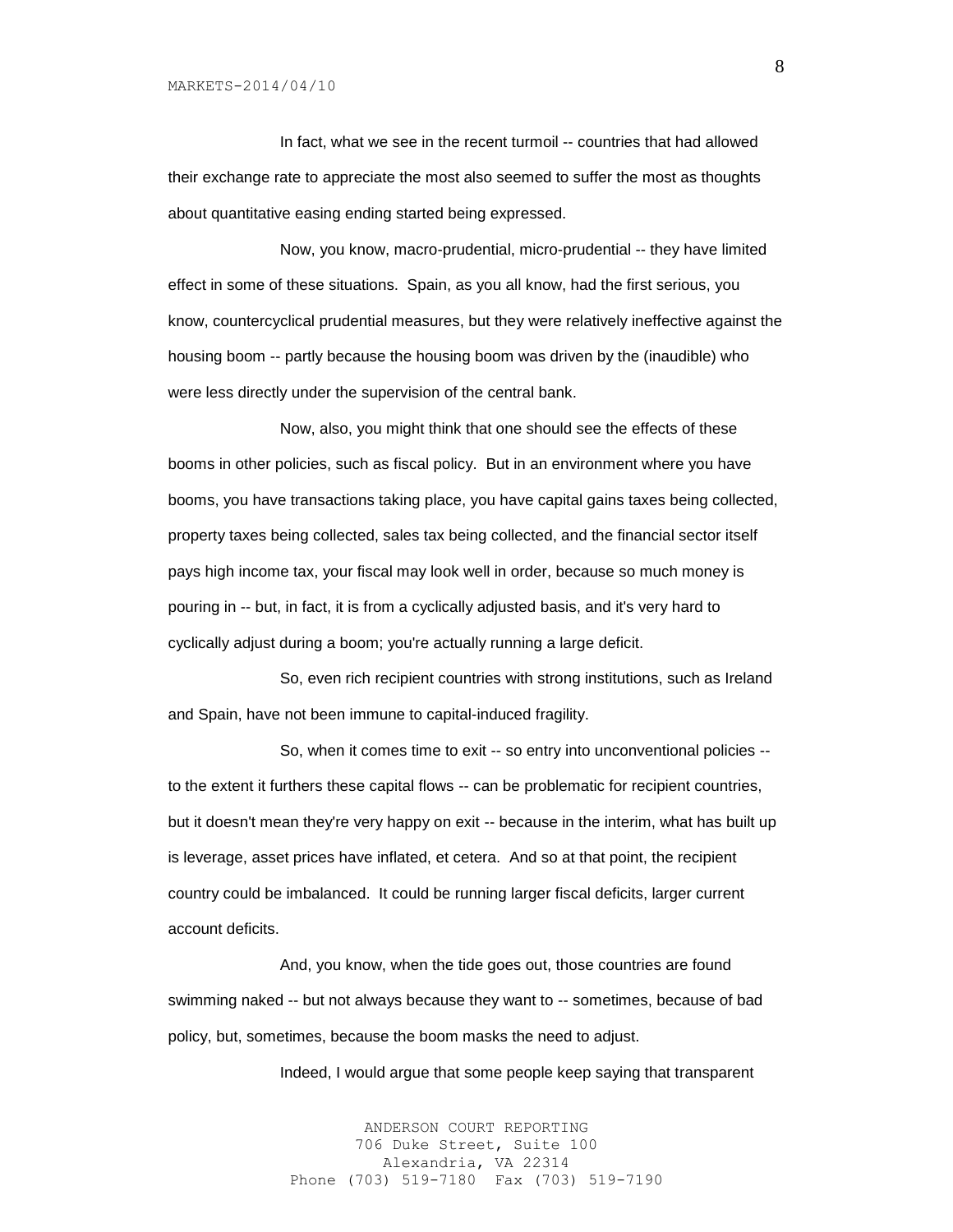In fact, what we see in the recent turmoil -- countries that had allowed their exchange rate to appreciate the most also seemed to suffer the most as thoughts about quantitative easing ending started being expressed.

Now, you know, macro-prudential, micro-prudential -- they have limited effect in some of these situations. Spain, as you all know, had the first serious, you know, countercyclical prudential measures, but they were relatively ineffective against the housing boom -- partly because the housing boom was driven by the (inaudible) who were less directly under the supervision of the central bank.

Now, also, you might think that one should see the effects of these booms in other policies, such as fiscal policy. But in an environment where you have booms, you have transactions taking place, you have capital gains taxes being collected, property taxes being collected, sales tax being collected, and the financial sector itself pays high income tax, your fiscal may look well in order, because so much money is pouring in -- but, in fact, it is from a cyclically adjusted basis, and it's very hard to cyclically adjust during a boom; you're actually running a large deficit.

So, even rich recipient countries with strong institutions, such as Ireland and Spain, have not been immune to capital-induced fragility.

So, when it comes time to exit -- so entry into unconventional policies -- to the extent it furthers these capital flows -- can be problematic for recipient countries, but it doesn't mean they're very happy on exit -- because in the interim, what has built up is leverage, asset prices have inflated, et cetera. And so at that point, the recipient country could be imbalanced. It could be running larger fiscal deficits, larger current account deficits.

And, you know, when the tide goes out, those countries are found swimming naked -- but not always because they want to -- sometimes, because of bad policy, but, sometimes, because the boom masks the need to adjust.

Indeed, I would argue that some people keep saying that transparent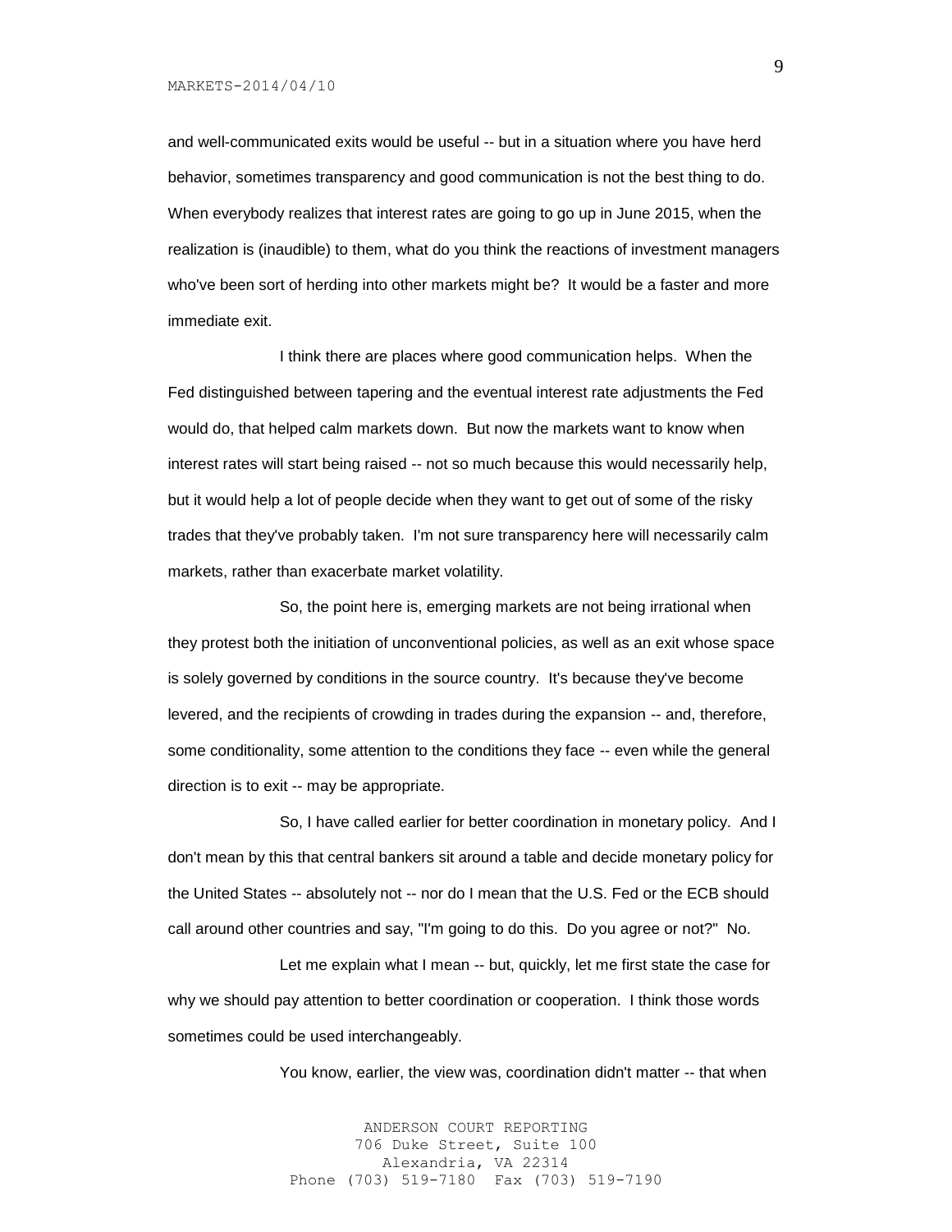and well-communicated exits would be useful -- but in a situation where you have herd behavior, sometimes transparency and good communication is not the best thing to do. When everybody realizes that interest rates are going to go up in June 2015, when the realization is (inaudible) to them, what do you think the reactions of investment managers who've been sort of herding into other markets might be? It would be a faster and more immediate exit.

I think there are places where good communication helps. When the Fed distinguished between tapering and the eventual interest rate adjustments the Fed would do, that helped calm markets down. But now the markets want to know when interest rates will start being raised -- not so much because this would necessarily help, but it would help a lot of people decide when they want to get out of some of the risky trades that they've probably taken. I'm not sure transparency here will necessarily calm markets, rather than exacerbate market volatility.

So, the point here is, emerging markets are not being irrational when they protest both the initiation of unconventional policies, as well as an exit whose space is solely governed by conditions in the source country. It's because they've become levered, and the recipients of crowding in trades during the expansion -- and, therefore, some conditionality, some attention to the conditions they face -- even while the general direction is to exit -- may be appropriate.

So, I have called earlier for better coordination in monetary policy. And I don't mean by this that central bankers sit around a table and decide monetary policy for the United States -- absolutely not -- nor do I mean that the U.S. Fed or the ECB should call around other countries and say, "I'm going to do this. Do you agree or not?" No.

Let me explain what I mean -- but, quickly, let me first state the case for why we should pay attention to better coordination or cooperation. I think those words sometimes could be used interchangeably.

You know, earlier, the view was, coordination didn't matter -- that when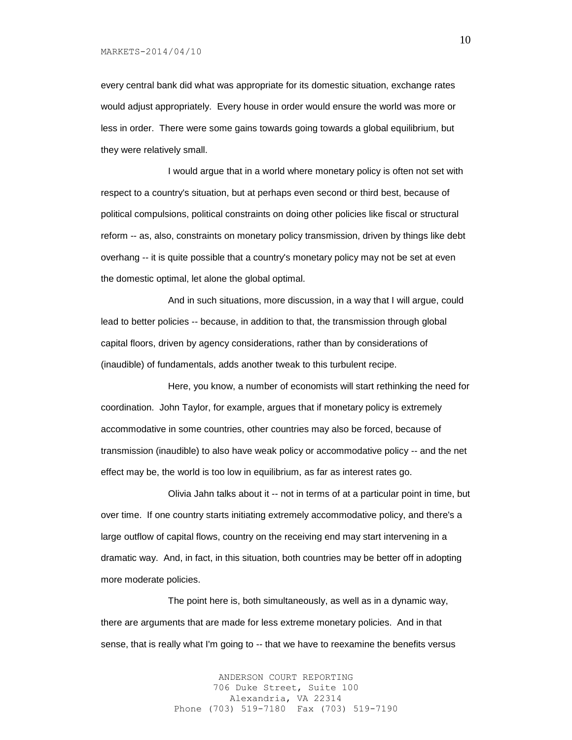every central bank did what was appropriate for its domestic situation, exchange rates would adjust appropriately. Every house in order would ensure the world was more or less in order. There were some gains towards going towards a global equilibrium, but they were relatively small.

I would argue that in a world where monetary policy is often not set with respect to a country's situation, but at perhaps even second or third best, because of political compulsions, political constraints on doing other policies like fiscal or structural reform -- as, also, constraints on monetary policy transmission, driven by things like debt overhang -- it is quite possible that a country's monetary policy may not be set at even the domestic optimal, let alone the global optimal.

And in such situations, more discussion, in a way that I will argue, could lead to better policies -- because, in addition to that, the transmission through global capital floors, driven by agency considerations, rather than by considerations of (inaudible) of fundamentals, adds another tweak to this turbulent recipe.

Here, you know, a number of economists will start rethinking the need for coordination. John Taylor, for example, argues that if monetary policy is extremely accommodative in some countries, other countries may also be forced, because of transmission (inaudible) to also have weak policy or accommodative policy -- and the net effect may be, the world is too low in equilibrium, as far as interest rates go.

Olivia Jahn talks about it -- not in terms of at a particular point in time, but over time. If one country starts initiating extremely accommodative policy, and there's a large outflow of capital flows, country on the receiving end may start intervening in a dramatic way. And, in fact, in this situation, both countries may be better off in adopting more moderate policies.

The point here is, both simultaneously, as well as in a dynamic way, there are arguments that are made for less extreme monetary policies. And in that sense, that is really what I'm going to -- that we have to reexamine the benefits versus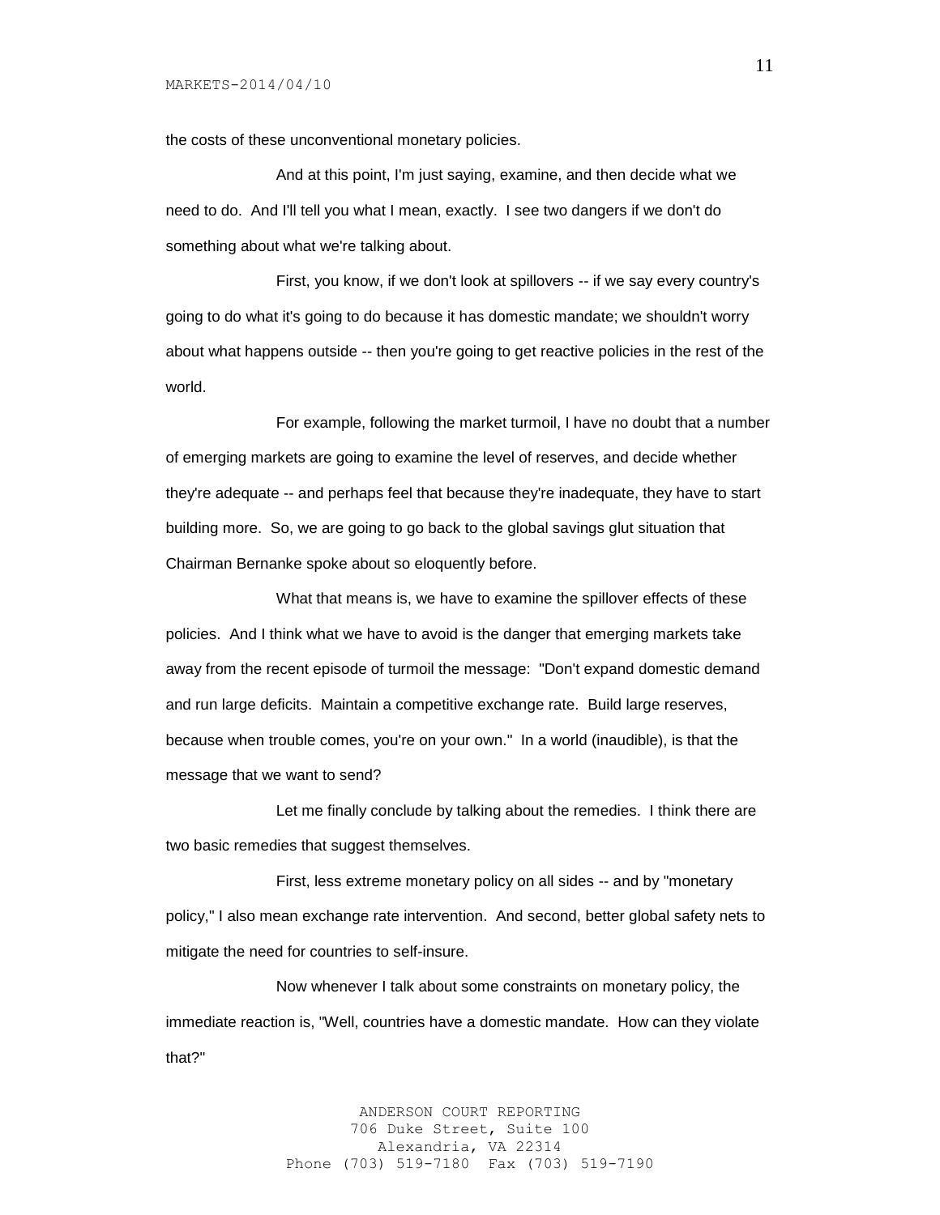the costs of these unconventional monetary policies.

And at this point, I'm just saying, examine, and then decide what we need to do. And I'll tell you what I mean, exactly. I see two dangers if we don't do something about what we're talking about.

First, you know, if we don't look at spillovers -- if we say every country's going to do what it's going to do because it has domestic mandate; we shouldn't worry about what happens outside -- then you're going to get reactive policies in the rest of the world.

For example, following the market turmoil, I have no doubt that a number of emerging markets are going to examine the level of reserves, and decide whether they're adequate -- and perhaps feel that because they're inadequate, they have to start building more. So, we are going to go back to the global savings glut situation that Chairman Bernanke spoke about so eloquently before.

What that means is, we have to examine the spillover effects of these policies. And I think what we have to avoid is the danger that emerging markets take away from the recent episode of turmoil the message: "Don't expand domestic demand and run large deficits. Maintain a competitive exchange rate. Build large reserves, because when trouble comes, you're on your own." In a world (inaudible), is that the message that we want to send?

Let me finally conclude by talking about the remedies. I think there are two basic remedies that suggest themselves.

First, less extreme monetary policy on all sides -- and by "monetary policy," I also mean exchange rate intervention. And second, better global safety nets to mitigate the need for countries to self-insure.

Now whenever I talk about some constraints on monetary policy, the immediate reaction is, "Well, countries have a domestic mandate. How can they violate that?"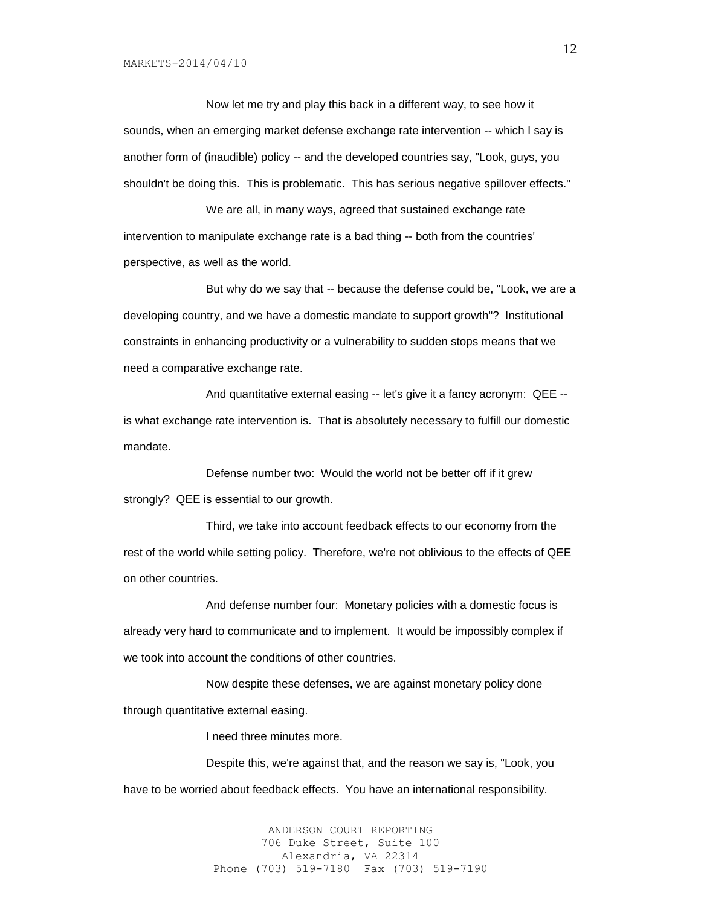Now let me try and play this back in a different way, to see how it sounds, when an emerging market defense exchange rate intervention -- which I say is another form of (inaudible) policy -- and the developed countries say, "Look, guys, you shouldn't be doing this. This is problematic. This has serious negative spillover effects."

We are all, in many ways, agreed that sustained exchange rate intervention to manipulate exchange rate is a bad thing -- both from the countries' perspective, as well as the world.

But why do we say that -- because the defense could be, "Look, we are a developing country, and we have a domestic mandate to support growth"? Institutional constraints in enhancing productivity or a vulnerability to sudden stops means that we need a comparative exchange rate.

And quantitative external easing -- let's give it a fancy acronym: QEE -- is what exchange rate intervention is. That is absolutely necessary to fulfill our domestic mandate.

Defense number two: Would the world not be better off if it grew strongly? QEE is essential to our growth.

Third, we take into account feedback effects to our economy from the rest of the world while setting policy. Therefore, we're not oblivious to the effects of QEE on other countries.

And defense number four: Monetary policies with a domestic focus is already very hard to communicate and to implement. It would be impossibly complex if we took into account the conditions of other countries.

Now despite these defenses, we are against monetary policy done through quantitative external easing.

I need three minutes more.

Despite this, we're against that, and the reason we say is, "Look, you have to be worried about feedback effects. You have an international responsibility.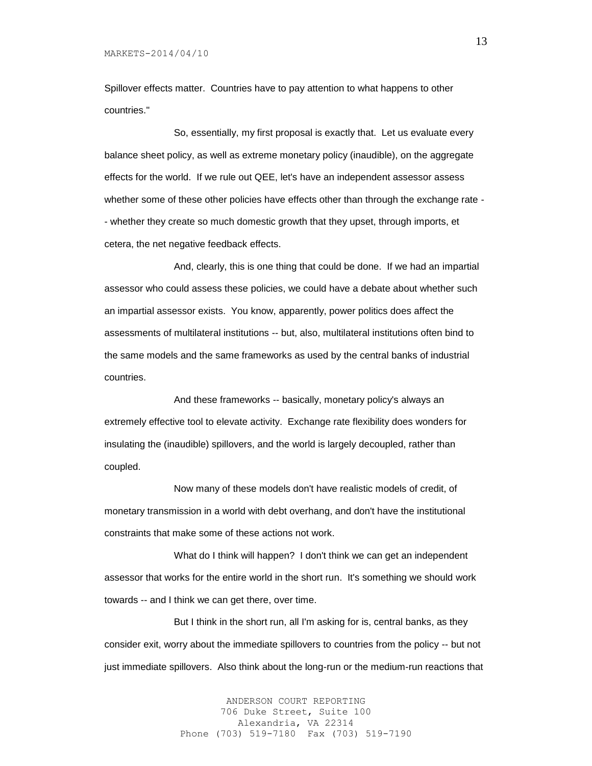Spillover effects matter. Countries have to pay attention to what happens to other countries."

So, essentially, my first proposal is exactly that. Let us evaluate every balance sheet policy, as well as extreme monetary policy (inaudible), on the aggregate effects for the world. If we rule out QEE, let's have an independent assessor assess whether some of these other policies have effects other than through the exchange rate -- whether they create so much domestic growth that they upset, through imports, et cetera, the net negative feedback effects.

And, clearly, this is one thing that could be done. If we had an impartial assessor who could assess these policies, we could have a debate about whether such an impartial assessor exists. You know, apparently, power politics does affect the assessments of multilateral institutions -- but, also, multilateral institutions often bind to the same models and the same frameworks as used by the central banks of industrial countries.

And these frameworks -- basically, monetary policy's always an extremely effective tool to elevate activity. Exchange rate flexibility does wonders for insulating the (inaudible) spillovers, and the world is largely decoupled, rather than coupled.

Now many of these models don't have realistic models of credit, of monetary transmission in a world with debt overhang, and don't have the institutional constraints that make some of these actions not work.

What do I think will happen? I don't think we can get an independent assessor that works for the entire world in the short run. It's something we should work towards -- and I think we can get there, over time.

But I think in the short run, all I'm asking for is, central banks, as they consider exit, worry about the immediate spillovers to countries from the policy -- but not just immediate spillovers. Also think about the long-run or the medium-run reactions that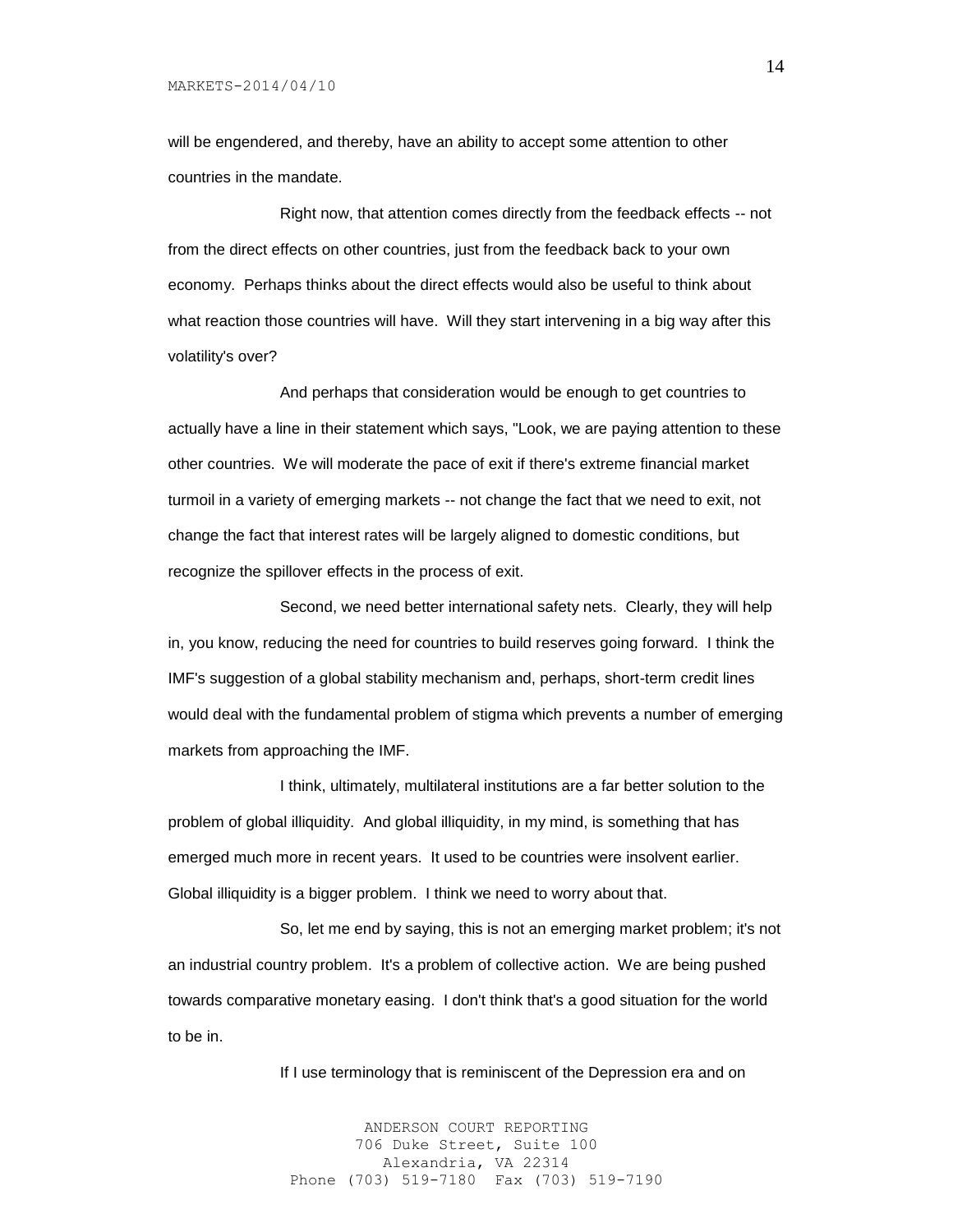will be engendered, and thereby, have an ability to accept some attention to other countries in the mandate.

Right now, that attention comes directly from the feedback effects -- not from the direct effects on other countries, just from the feedback back to your own economy. Perhaps thinks about the direct effects would also be useful to think about what reaction those countries will have. Will they start intervening in a big way after this volatility's over?

And perhaps that consideration would be enough to get countries to actually have a line in their statement which says, "Look, we are paying attention to these other countries. We will moderate the pace of exit if there's extreme financial market turmoil in a variety of emerging markets -- not change the fact that we need to exit, not change the fact that interest rates will be largely aligned to domestic conditions, but recognize the spillover effects in the process of exit.

Second, we need better international safety nets. Clearly, they will help in, you know, reducing the need for countries to build reserves going forward. I think the IMF's suggestion of a global stability mechanism and, perhaps, short-term credit lines would deal with the fundamental problem of stigma which prevents a number of emerging markets from approaching the IMF.

I think, ultimately, multilateral institutions are a far better solution to the problem of global illiquidity. And global illiquidity, in my mind, is something that has emerged much more in recent years. It used to be countries were insolvent earlier. Global illiquidity is a bigger problem. I think we need to worry about that.

So, let me end by saying, this is not an emerging market problem; it's not an industrial country problem. It's a problem of collective action. We are being pushed towards comparative monetary easing. I don't think that's a good situation for the world to be in.

If I use terminology that is reminiscent of the Depression era and on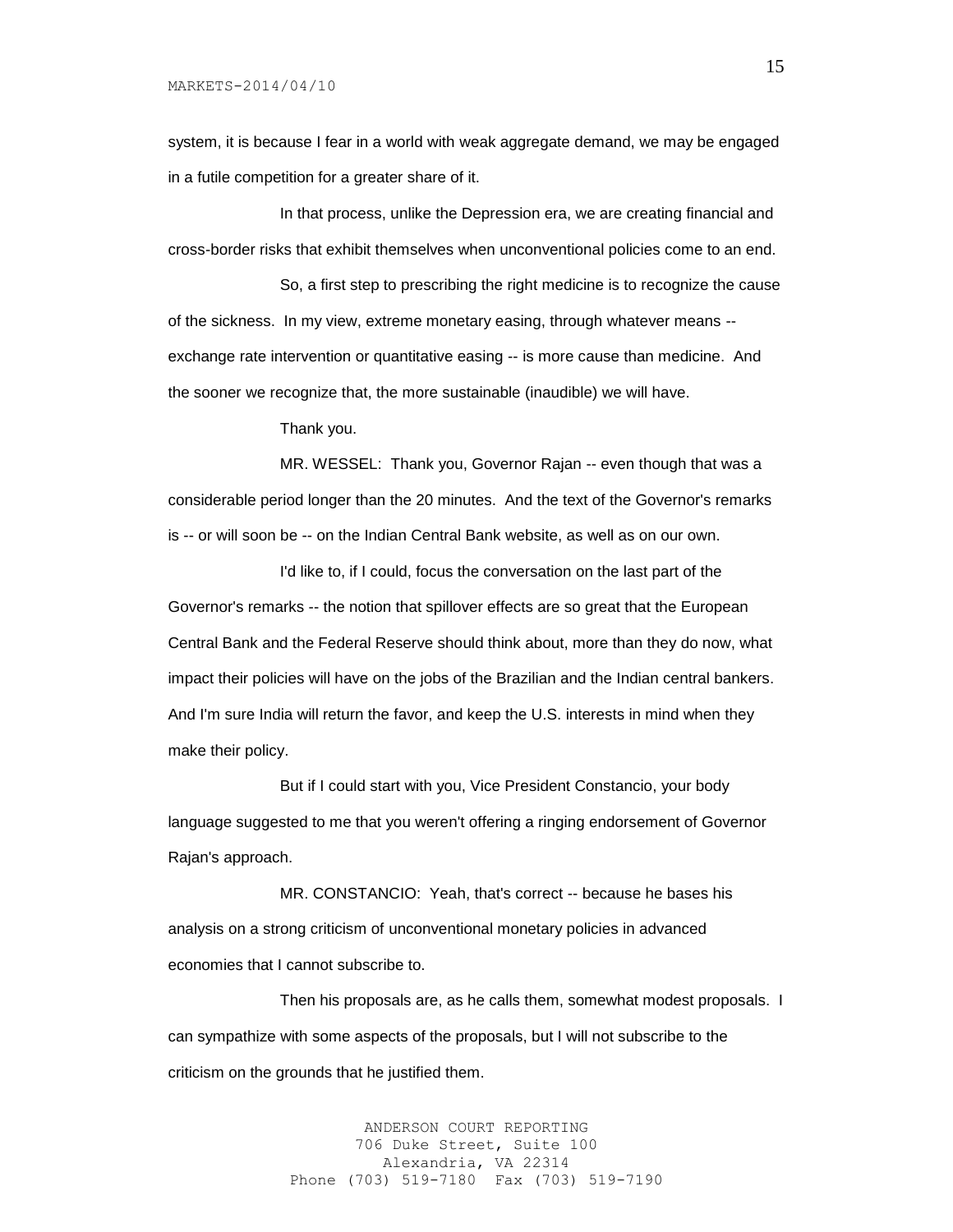system, it is because I fear in a world with weak aggregate demand, we may be engaged in a futile competition for a greater share of it.

In that process, unlike the Depression era, we are creating financial and cross-border risks that exhibit themselves when unconventional policies come to an end.

So, a first step to prescribing the right medicine is to recognize the cause of the sickness. In my view, extreme monetary easing, through whatever means -- exchange rate intervention or quantitative easing -- is more cause than medicine. And the sooner we recognize that, the more sustainable (inaudible) we will have.

Thank you.

MR. WESSEL: Thank you, Governor Rajan -- even though that was a considerable period longer than the 20 minutes. And the text of the Governor's remarks is -- or will soon be -- on the Indian Central Bank website, as well as on our own.

I'd like to, if I could, focus the conversation on the last part of the Governor's remarks -- the notion that spillover effects are so great that the European Central Bank and the Federal Reserve should think about, more than they do now, what impact their policies will have on the jobs of the Brazilian and the Indian central bankers. And I'm sure India will return the favor, and keep the U.S. interests in mind when they make their policy.

But if I could start with you, Vice President Constancio, your body language suggested to me that you weren't offering a ringing endorsement of Governor Rajan's approach.

MR. CONSTANCIO: Yeah, that's correct -- because he bases his analysis on a strong criticism of unconventional monetary policies in advanced economies that I cannot subscribe to.

Then his proposals are, as he calls them, somewhat modest proposals. I can sympathize with some aspects of the proposals, but I will not subscribe to the criticism on the grounds that he justified them.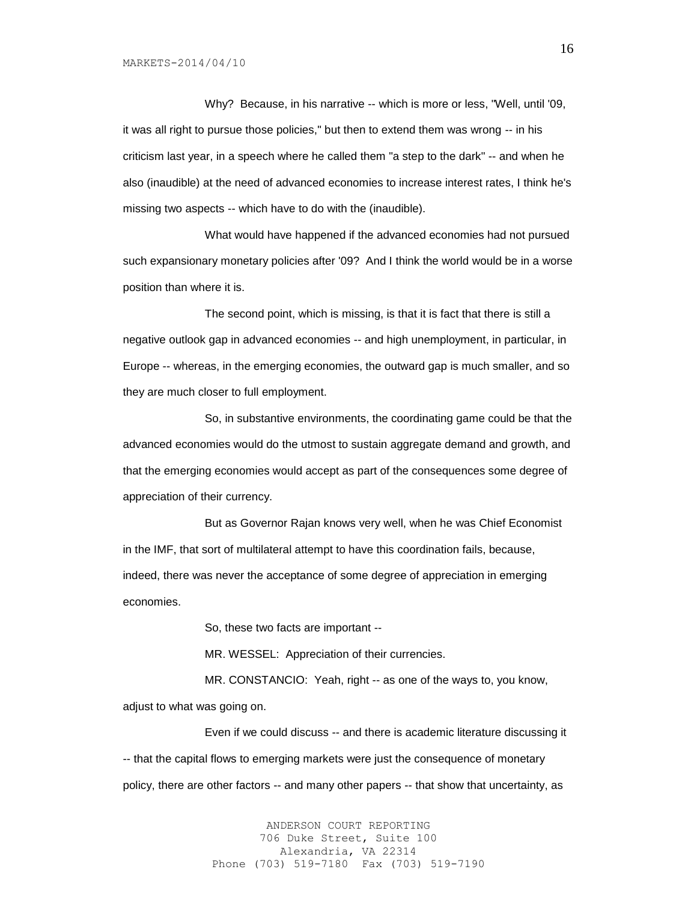Why? Because, in his narrative -- which is more or less, "Well, until '09, it was all right to pursue those policies," but then to extend them was wrong -- in his criticism last year, in a speech where he called them "a step to the dark" -- and when he also (inaudible) at the need of advanced economies to increase interest rates, I think he's missing two aspects -- which have to do with the (inaudible).

What would have happened if the advanced economies had not pursued such expansionary monetary policies after '09? And I think the world would be in a worse position than where it is.

The second point, which is missing, is that it is fact that there is still a negative outlook gap in advanced economies -- and high unemployment, in particular, in Europe -- whereas, in the emerging economies, the outward gap is much smaller, and so they are much closer to full employment.

So, in substantive environments, the coordinating game could be that the advanced economies would do the utmost to sustain aggregate demand and growth, and that the emerging economies would accept as part of the consequences some degree of appreciation of their currency.

But as Governor Rajan knows very well, when he was Chief Economist in the IMF, that sort of multilateral attempt to have this coordination fails, because, indeed, there was never the acceptance of some degree of appreciation in emerging economies.

So, these two facts are important --

MR. WESSEL: Appreciation of their currencies.

MR. CONSTANCIO: Yeah, right -- as one of the ways to, you know, adjust to what was going on.

Even if we could discuss -- and there is academic literature discussing it -- that the capital flows to emerging markets were just the consequence of monetary policy, there are other factors -- and many other papers -- that show that uncertainty, as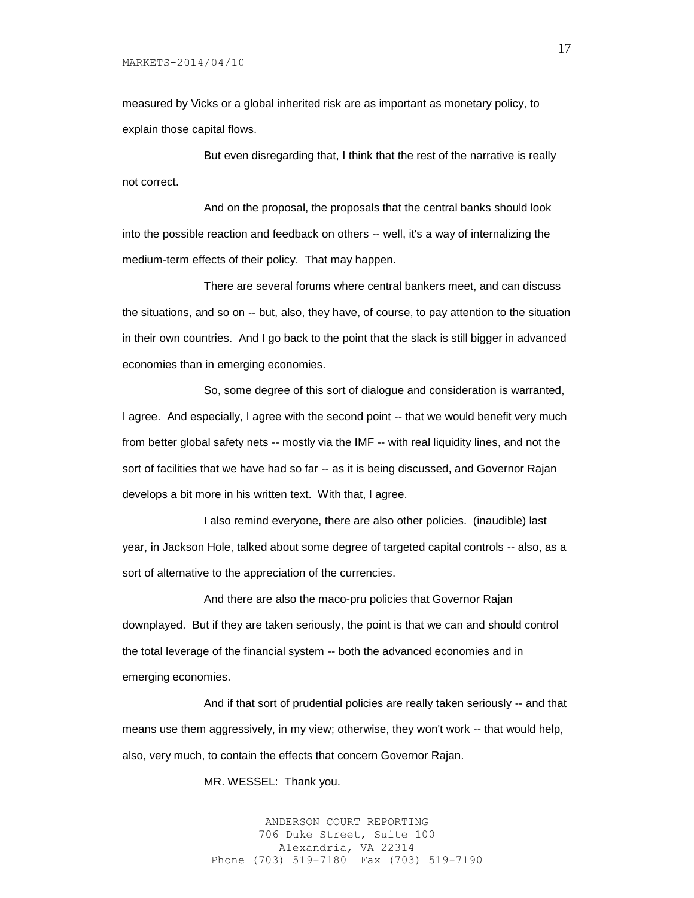measured by Vicks or a global inherited risk are as important as monetary policy, to explain those capital flows.

But even disregarding that, I think that the rest of the narrative is really not correct.

And on the proposal, the proposals that the central banks should look into the possible reaction and feedback on others -- well, it's a way of internalizing the medium-term effects of their policy. That may happen.

There are several forums where central bankers meet, and can discuss the situations, and so on -- but, also, they have, of course, to pay attention to the situation in their own countries. And I go back to the point that the slack is still bigger in advanced economies than in emerging economies.

So, some degree of this sort of dialogue and consideration is warranted, I agree. And especially, I agree with the second point -- that we would benefit very much from better global safety nets -- mostly via the IMF -- with real liquidity lines, and not the sort of facilities that we have had so far -- as it is being discussed, and Governor Rajan develops a bit more in his written text. With that, I agree.

I also remind everyone, there are also other policies. (inaudible) last year, in Jackson Hole, talked about some degree of targeted capital controls -- also, as a sort of alternative to the appreciation of the currencies.

And there are also the maco-pru policies that Governor Rajan downplayed. But if they are taken seriously, the point is that we can and should control the total leverage of the financial system -- both the advanced economies and in emerging economies.

And if that sort of prudential policies are really taken seriously -- and that means use them aggressively, in my view; otherwise, they won't work -- that would help, also, very much, to contain the effects that concern Governor Rajan.

MR. WESSEL: Thank you.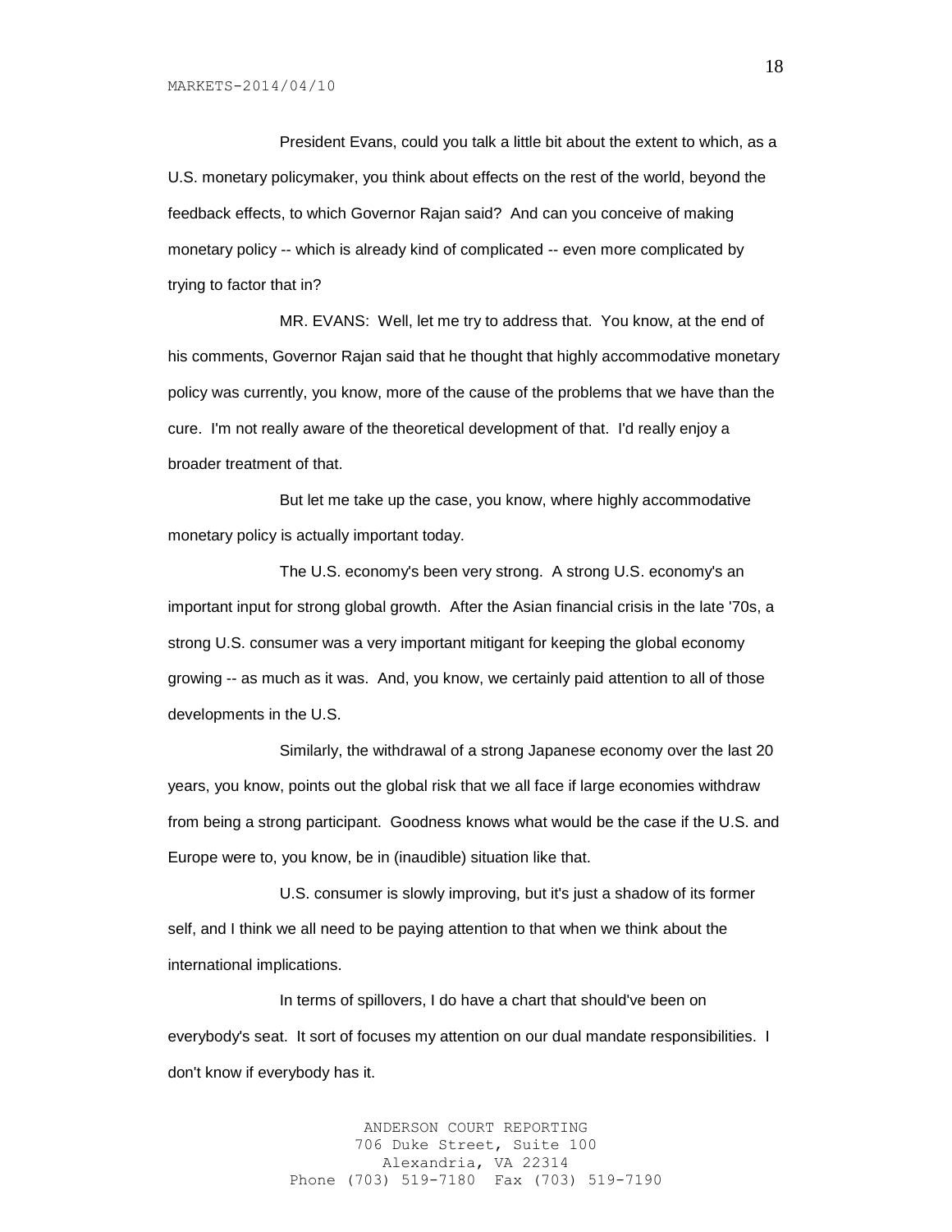President Evans, could you talk a little bit about the extent to which, as a U.S. monetary policymaker, you think about effects on the rest of the world, beyond the feedback effects, to which Governor Rajan said? And can you conceive of making monetary policy -- which is already kind of complicated -- even more complicated by trying to factor that in?

MR. EVANS: Well, let me try to address that. You know, at the end of his comments, Governor Rajan said that he thought that highly accommodative monetary policy was currently, you know, more of the cause of the problems that we have than the cure. I'm not really aware of the theoretical development of that. I'd really enjoy a broader treatment of that.

But let me take up the case, you know, where highly accommodative monetary policy is actually important today.

The U.S. economy's been very strong. A strong U.S. economy's an important input for strong global growth. After the Asian financial crisis in the late '70s, a strong U.S. consumer was a very important mitigant for keeping the global economy growing -- as much as it was. And, you know, we certainly paid attention to all of those developments in the U.S.

Similarly, the withdrawal of a strong Japanese economy over the last 20 years, you know, points out the global risk that we all face if large economies withdraw from being a strong participant. Goodness knows what would be the case if the U.S. and Europe were to, you know, be in (inaudible) situation like that.

U.S. consumer is slowly improving, but it's just a shadow of its former self, and I think we all need to be paying attention to that when we think about the international implications.

In terms of spillovers, I do have a chart that should've been on everybody's seat. It sort of focuses my attention on our dual mandate responsibilities. I don't know if everybody has it.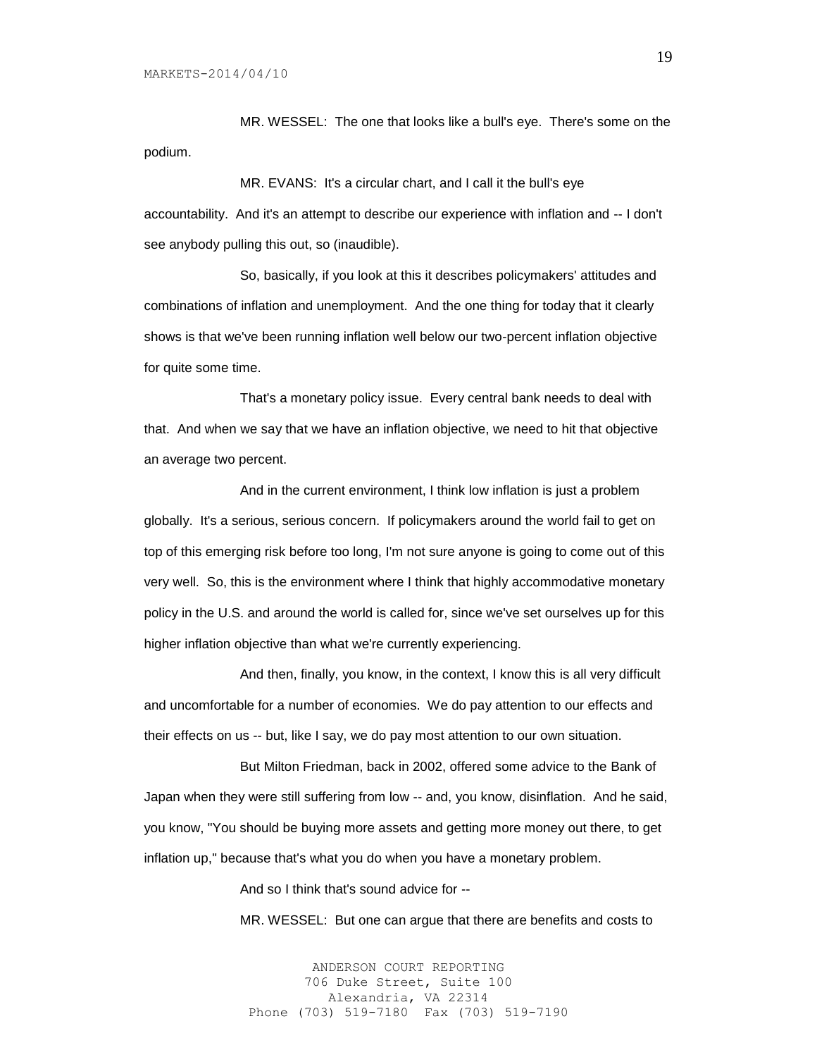MR. WESSEL: The one that looks like a bull's eye. There's some on the podium.

MR. EVANS: It's a circular chart, and I call it the bull's eye accountability. And it's an attempt to describe our experience with inflation and -- I don't see anybody pulling this out, so (inaudible).

So, basically, if you look at this it describes policymakers' attitudes and combinations of inflation and unemployment. And the one thing for today that it clearly shows is that we've been running inflation well below our two-percent inflation objective for quite some time.

That's a monetary policy issue. Every central bank needs to deal with that. And when we say that we have an inflation objective, we need to hit that objective an average two percent.

And in the current environment, I think low inflation is just a problem globally. It's a serious, serious concern. If policymakers around the world fail to get on top of this emerging risk before too long, I'm not sure anyone is going to come out of this very well. So, this is the environment where I think that highly accommodative monetary policy in the U.S. and around the world is called for, since we've set ourselves up for this higher inflation objective than what we're currently experiencing.

And then, finally, you know, in the context, I know this is all very difficult and uncomfortable for a number of economies. We do pay attention to our effects and their effects on us -- but, like I say, we do pay most attention to our own situation.

But Milton Friedman, back in 2002, offered some advice to the Bank of Japan when they were still suffering from low -- and, you know, disinflation. And he said, you know, "You should be buying more assets and getting more money out there, to get inflation up," because that's what you do when you have a monetary problem.

And so I think that's sound advice for --

MR. WESSEL: But one can argue that there are benefits and costs to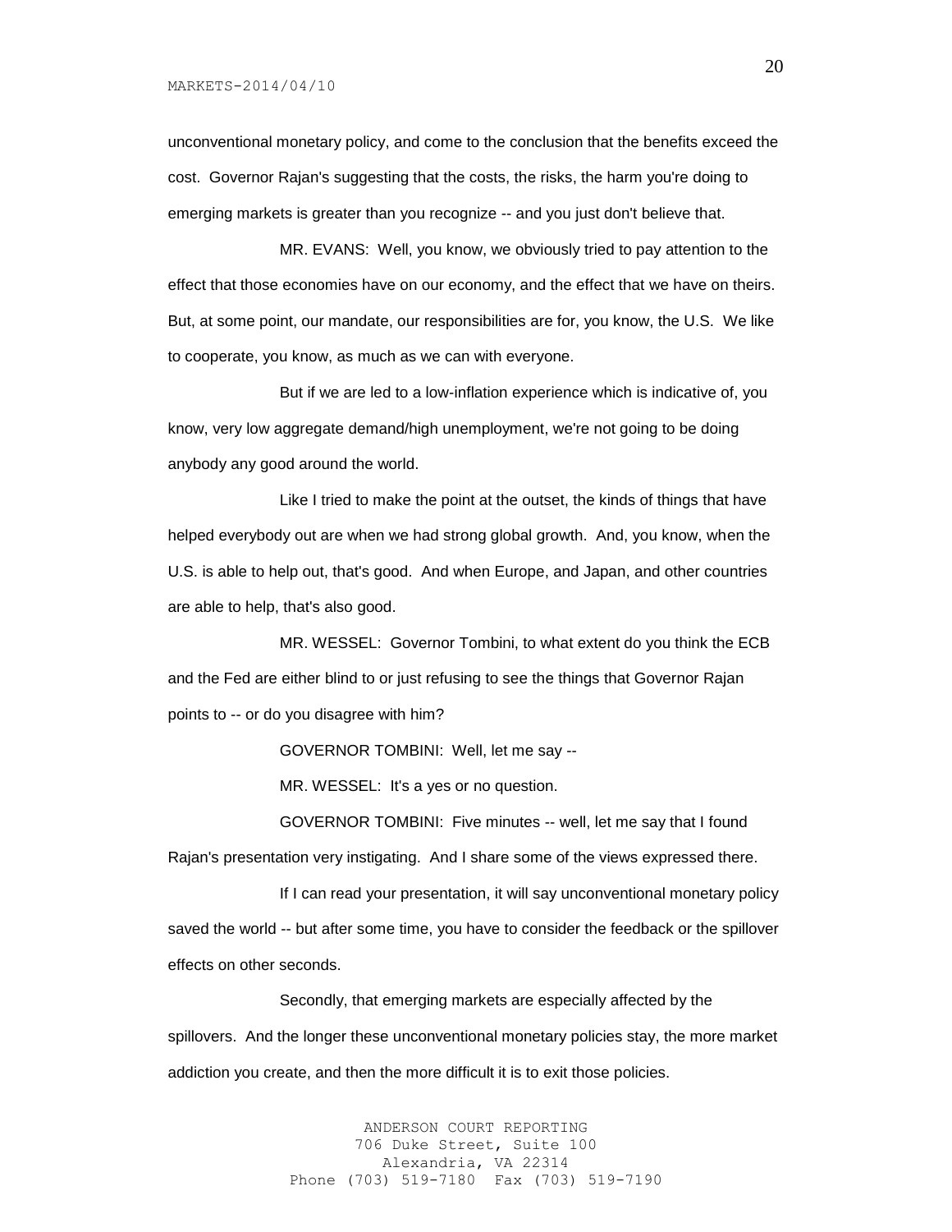unconventional monetary policy, and come to the conclusion that the benefits exceed the cost. Governor Rajan's suggesting that the costs, the risks, the harm you're doing to emerging markets is greater than you recognize -- and you just don't believe that.

MR. EVANS: Well, you know, we obviously tried to pay attention to the effect that those economies have on our economy, and the effect that we have on theirs. But, at some point, our mandate, our responsibilities are for, you know, the U.S. We like to cooperate, you know, as much as we can with everyone.

But if we are led to a low-inflation experience which is indicative of, you know, very low aggregate demand/high unemployment, we're not going to be doing anybody any good around the world.

Like I tried to make the point at the outset, the kinds of things that have helped everybody out are when we had strong global growth. And, you know, when the U.S. is able to help out, that's good. And when Europe, and Japan, and other countries are able to help, that's also good.

MR. WESSEL: Governor Tombini, to what extent do you think the ECB and the Fed are either blind to or just refusing to see the things that Governor Rajan points to -- or do you disagree with him?

GOVERNOR TOMBINI: Well, let me say --

MR. WESSEL: It's a yes or no question.

GOVERNOR TOMBINI: Five minutes -- well, let me say that I found Rajan's presentation very instigating. And I share some of the views expressed there.

If I can read your presentation, it will say unconventional monetary policy saved the world -- but after some time, you have to consider the feedback or the spillover effects on other seconds.

Secondly, that emerging markets are especially affected by the spillovers. And the longer these unconventional monetary policies stay, the more market addiction you create, and then the more difficult it is to exit those policies.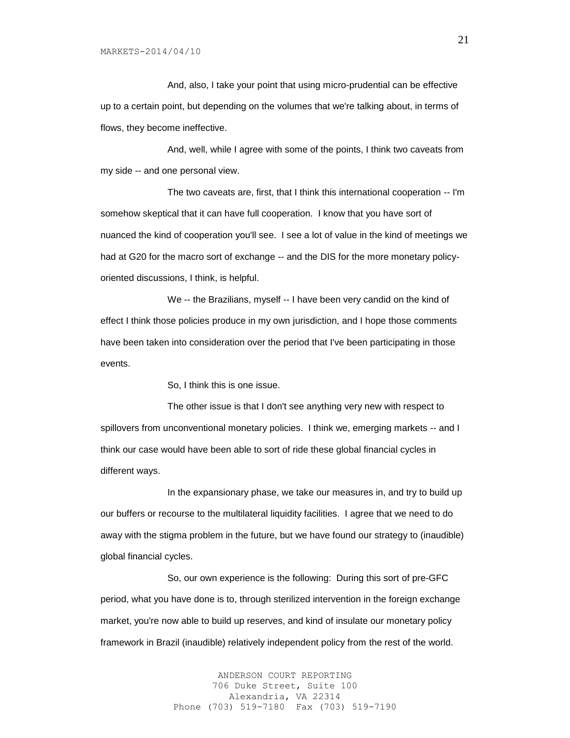And, also, I take your point that using micro-prudential can be effective up to a certain point, but depending on the volumes that we're talking about, in terms of flows, they become ineffective.

And, well, while I agree with some of the points, I think two caveats from my side -- and one personal view.

The two caveats are, first, that I think this international cooperation -- I'm somehow skeptical that it can have full cooperation. I know that you have sort of nuanced the kind of cooperation you'll see. I see a lot of value in the kind of meetings we had at G20 for the macro sort of exchange -- and the DIS for the more monetary policy-oriented discussions, I think, is helpful.

We -- the Brazilians, myself -- I have been very candid on the kind of effect I think those policies produce in my own jurisdiction, and I hope those comments have been taken into consideration over the period that I've been participating in those events.

So, I think this is one issue.

The other issue is that I don't see anything very new with respect to spillovers from unconventional monetary policies. I think we, emerging markets -- and I think our case would have been able to sort of ride these global financial cycles in different ways.

In the expansionary phase, we take our measures in, and try to build up our buffers or recourse to the multilateral liquidity facilities. I agree that we need to do away with the stigma problem in the future, but we have found our strategy to (inaudible) global financial cycles.

So, our own experience is the following: During this sort of pre-GFC period, what you have done is to, through sterilized intervention in the foreign exchange market, you're now able to build up reserves, and kind of insulate our monetary policy framework in Brazil (inaudible) relatively independent policy from the rest of the world.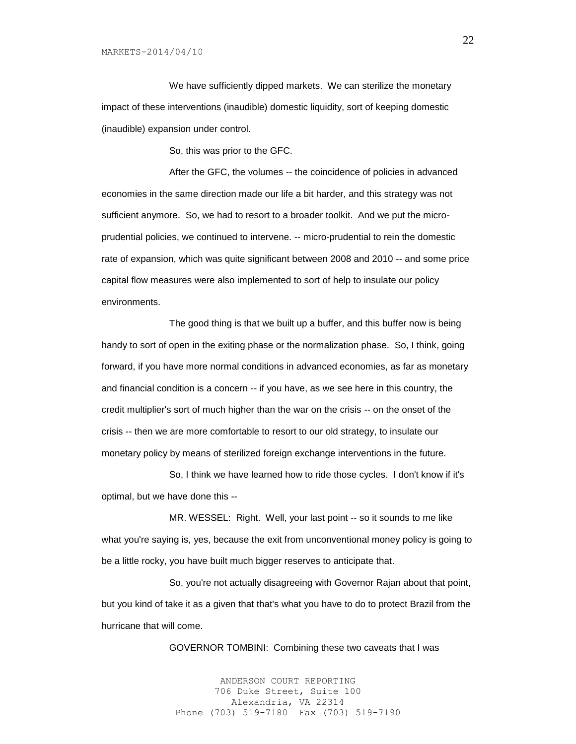We have sufficiently dipped markets. We can sterilize the monetary impact of these interventions (inaudible) domestic liquidity, sort of keeping domestic (inaudible) expansion under control.

So, this was prior to the GFC.

After the GFC, the volumes -- the coincidence of policies in advanced economies in the same direction made our life a bit harder, and this strategy was not sufficient anymore. So, we had to resort to a broader toolkit. And we put the micro-prudential policies, we continued to intervene. -- micro-prudential to rein the domestic rate of expansion, which was quite significant between 2008 and 2010 -- and some price capital flow measures were also implemented to sort of help to insulate our policy environments.

The good thing is that we built up a buffer, and this buffer now is being handy to sort of open in the exiting phase or the normalization phase. So, I think, going forward, if you have more normal conditions in advanced economies, as far as monetary and financial condition is a concern -- if you have, as we see here in this country, the credit multiplier's sort of much higher than the war on the crisis -- on the onset of the crisis -- then we are more comfortable to resort to our old strategy, to insulate our monetary policy by means of sterilized foreign exchange interventions in the future.

So, I think we have learned how to ride those cycles. I don't know if it's optimal, but we have done this --

MR. WESSEL: Right. Well, your last point -- so it sounds to me like what you're saying is, yes, because the exit from unconventional money policy is going to be a little rocky, you have built much bigger reserves to anticipate that.

So, you're not actually disagreeing with Governor Rajan about that point, but you kind of take it as a given that that's what you have to do to protect Brazil from the hurricane that will come.

GOVERNOR TOMBINI: Combining these two caveats that I was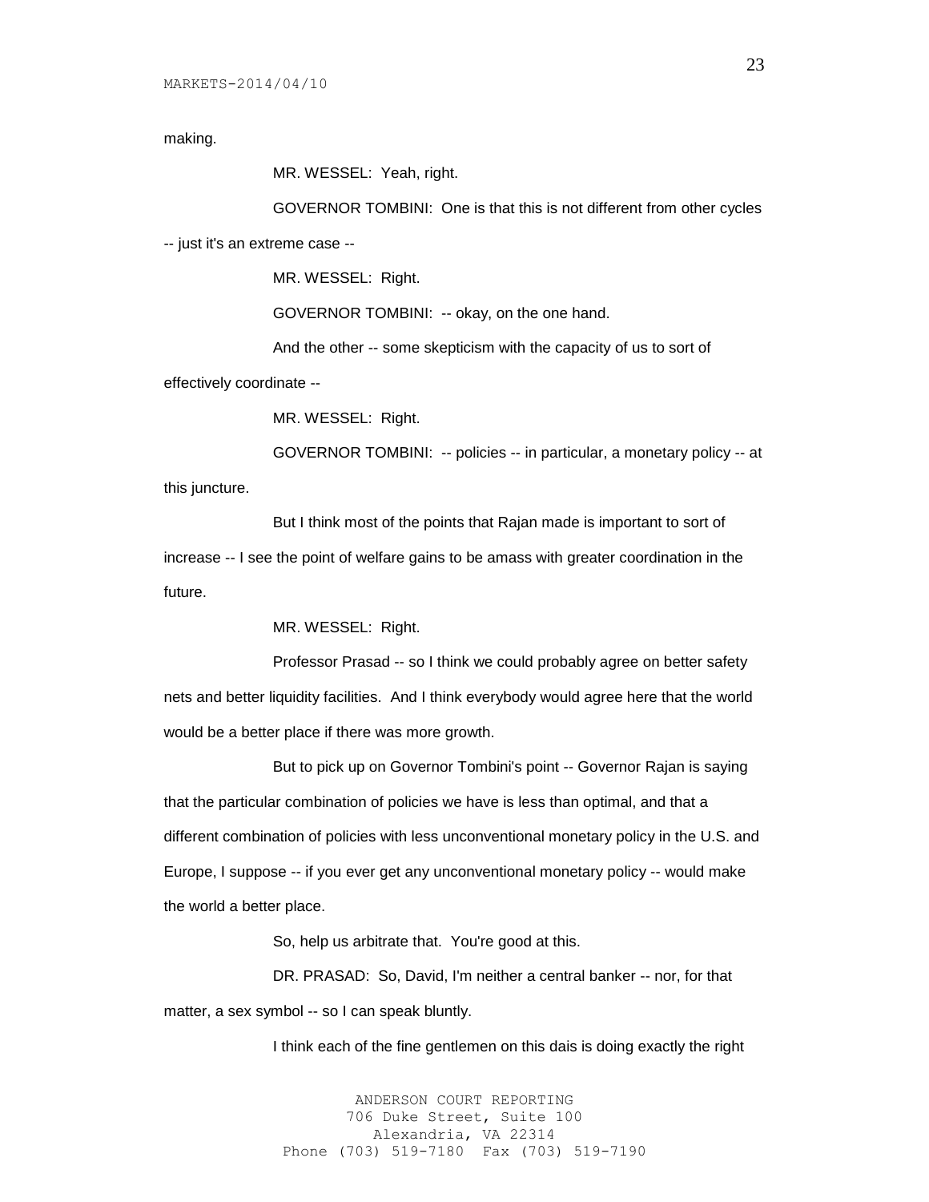making.

MR. WESSEL: Yeah, right.

GOVERNOR TOMBINI: One is that this is not different from other cycles -- just it's an extreme case --

MR. WESSEL: Right.

GOVERNOR TOMBINI: -- okay, on the one hand.

And the other -- some skepticism with the capacity of us to sort of effectively coordinate --

MR. WESSEL: Right.

GOVERNOR TOMBINI: -- policies -- in particular, a monetary policy -- at this juncture.

But I think most of the points that Rajan made is important to sort of increase -- I see the point of welfare gains to be amass with greater coordination in the future.

MR. WESSEL: Right.

Professor Prasad -- so I think we could probably agree on better safety nets and better liquidity facilities. And I think everybody would agree here that the world would be a better place if there was more growth.

But to pick up on Governor Tombini's point -- Governor Rajan is saying that the particular combination of policies we have is less than optimal, and that a different combination of policies with less unconventional monetary policy in the U.S. and Europe, I suppose -- if you ever get any unconventional monetary policy -- would make the world a better place.

So, help us arbitrate that. You're good at this.

DR. PRASAD: So, David, I'm neither a central banker -- nor, for that matter, a sex symbol -- so I can speak bluntly.

I think each of the fine gentlemen on this dais is doing exactly the right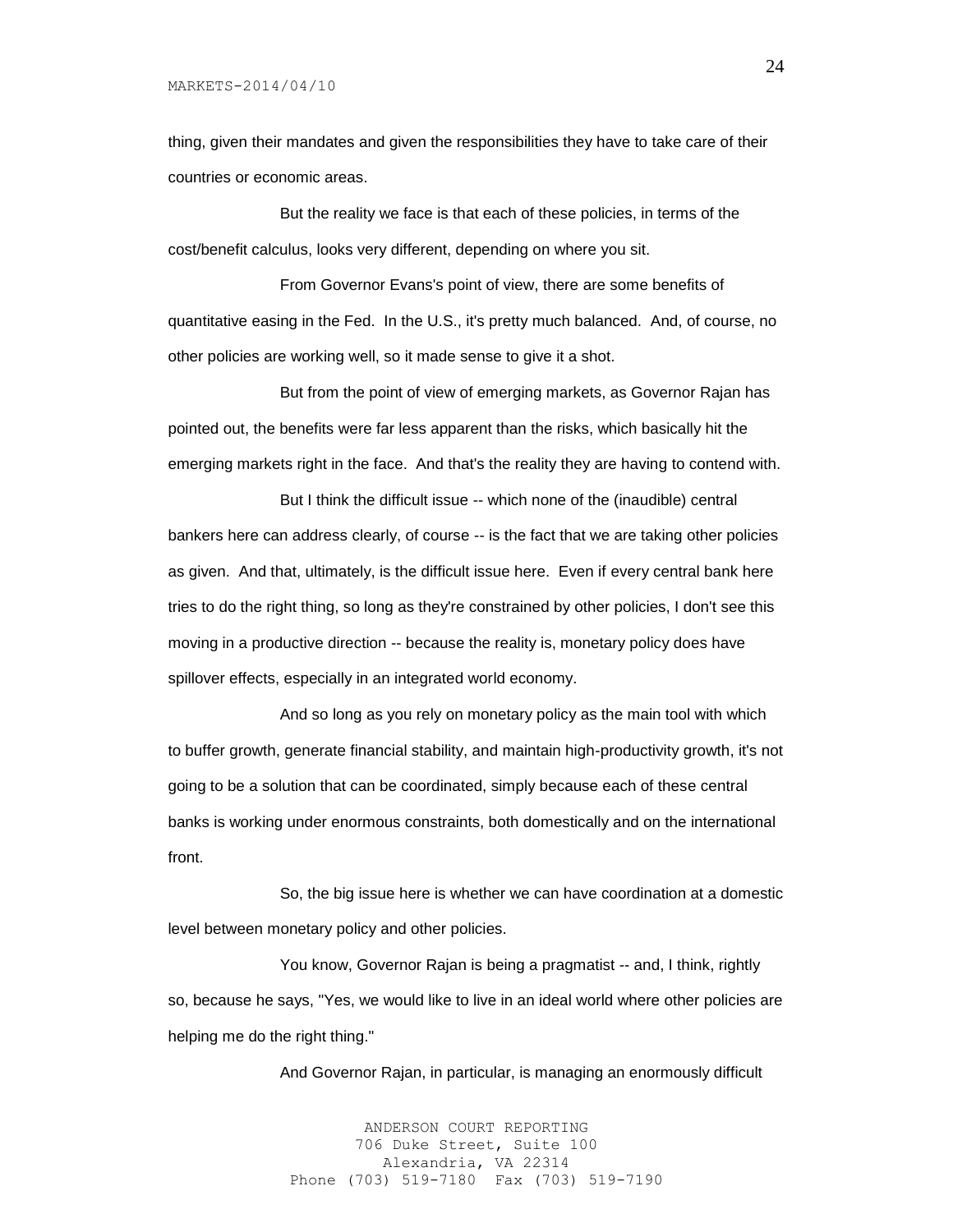thing, given their mandates and given the responsibilities they have to take care of their countries or economic areas.

But the reality we face is that each of these policies, in terms of the cost/benefit calculus, looks very different, depending on where you sit.

From Governor Evans's point of view, there are some benefits of quantitative easing in the Fed. In the U.S., it's pretty much balanced. And, of course, no other policies are working well, so it made sense to give it a shot.

But from the point of view of emerging markets, as Governor Rajan has pointed out, the benefits were far less apparent than the risks, which basically hit the emerging markets right in the face. And that's the reality they are having to contend with.

But I think the difficult issue -- which none of the (inaudible) central bankers here can address clearly, of course -- is the fact that we are taking other policies as given. And that, ultimately, is the difficult issue here. Even if every central bank here tries to do the right thing, so long as they're constrained by other policies, I don't see this moving in a productive direction -- because the reality is, monetary policy does have spillover effects, especially in an integrated world economy.

And so long as you rely on monetary policy as the main tool with which to buffer growth, generate financial stability, and maintain high-productivity growth, it's not going to be a solution that can be coordinated, simply because each of these central banks is working under enormous constraints, both domestically and on the international front.

So, the big issue here is whether we can have coordination at a domestic level between monetary policy and other policies.

You know, Governor Rajan is being a pragmatist -- and, I think, rightly so, because he says, "Yes, we would like to live in an ideal world where other policies are helping me do the right thing."

And Governor Rajan, in particular, is managing an enormously difficult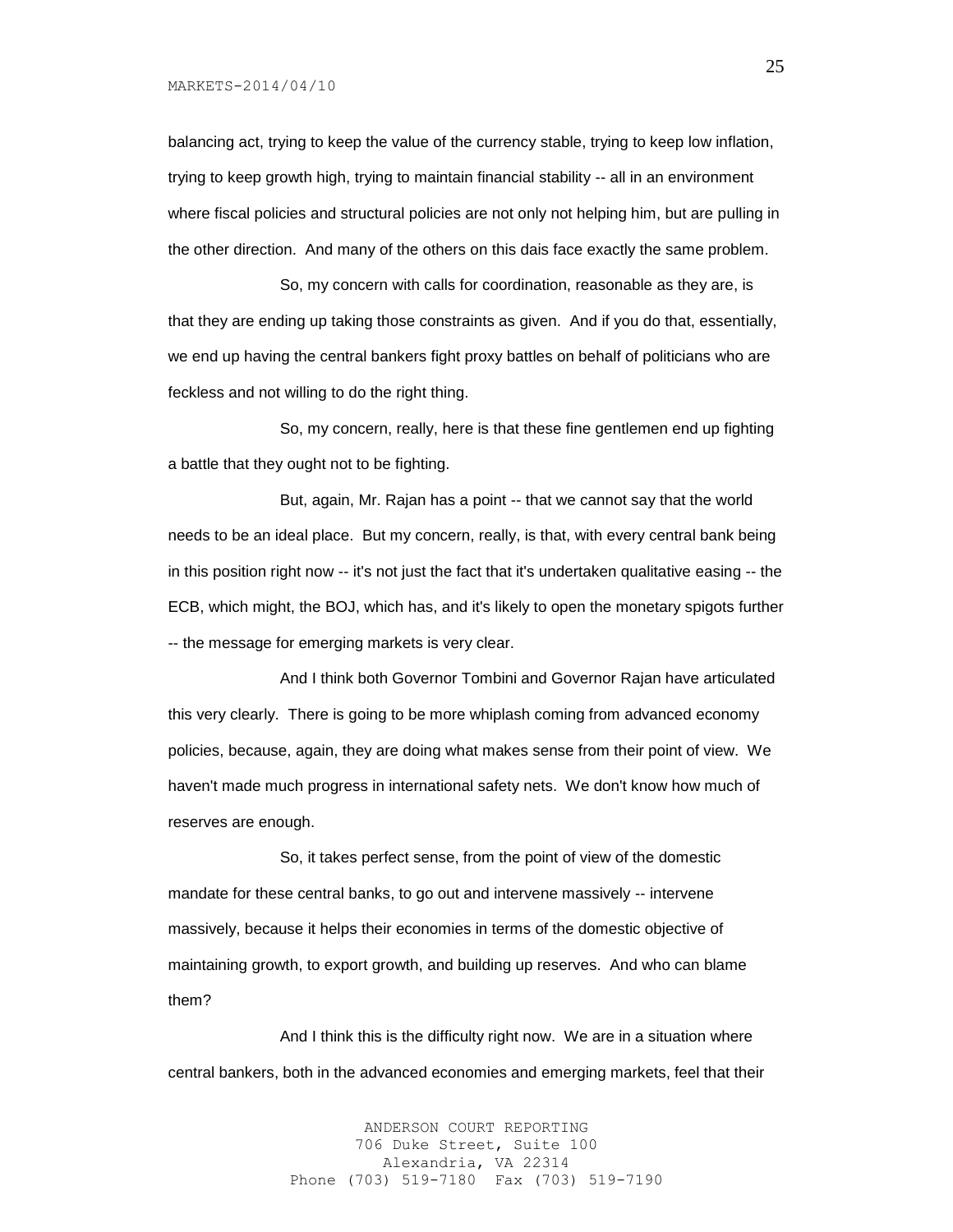balancing act, trying to keep the value of the currency stable, trying to keep low inflation, trying to keep growth high, trying to maintain financial stability -- all in an environment where fiscal policies and structural policies are not only not helping him, but are pulling in the other direction. And many of the others on this dais face exactly the same problem.

So, my concern with calls for coordination, reasonable as they are, is that they are ending up taking those constraints as given. And if you do that, essentially, we end up having the central bankers fight proxy battles on behalf of politicians who are feckless and not willing to do the right thing.

So, my concern, really, here is that these fine gentlemen end up fighting a battle that they ought not to be fighting.

But, again, Mr. Rajan has a point -- that we cannot say that the world needs to be an ideal place. But my concern, really, is that, with every central bank being in this position right now -- it's not just the fact that it's undertaken qualitative easing -- the ECB, which might, the BOJ, which has, and it's likely to open the monetary spigots further -- the message for emerging markets is very clear.

And I think both Governor Tombini and Governor Rajan have articulated this very clearly. There is going to be more whiplash coming from advanced economy policies, because, again, they are doing what makes sense from their point of view. We haven't made much progress in international safety nets. We don't know how much of reserves are enough.

So, it takes perfect sense, from the point of view of the domestic mandate for these central banks, to go out and intervene massively -- intervene massively, because it helps their economies in terms of the domestic objective of maintaining growth, to export growth, and building up reserves. And who can blame them?

And I think this is the difficulty right now. We are in a situation where central bankers, both in the advanced economies and emerging markets, feel that their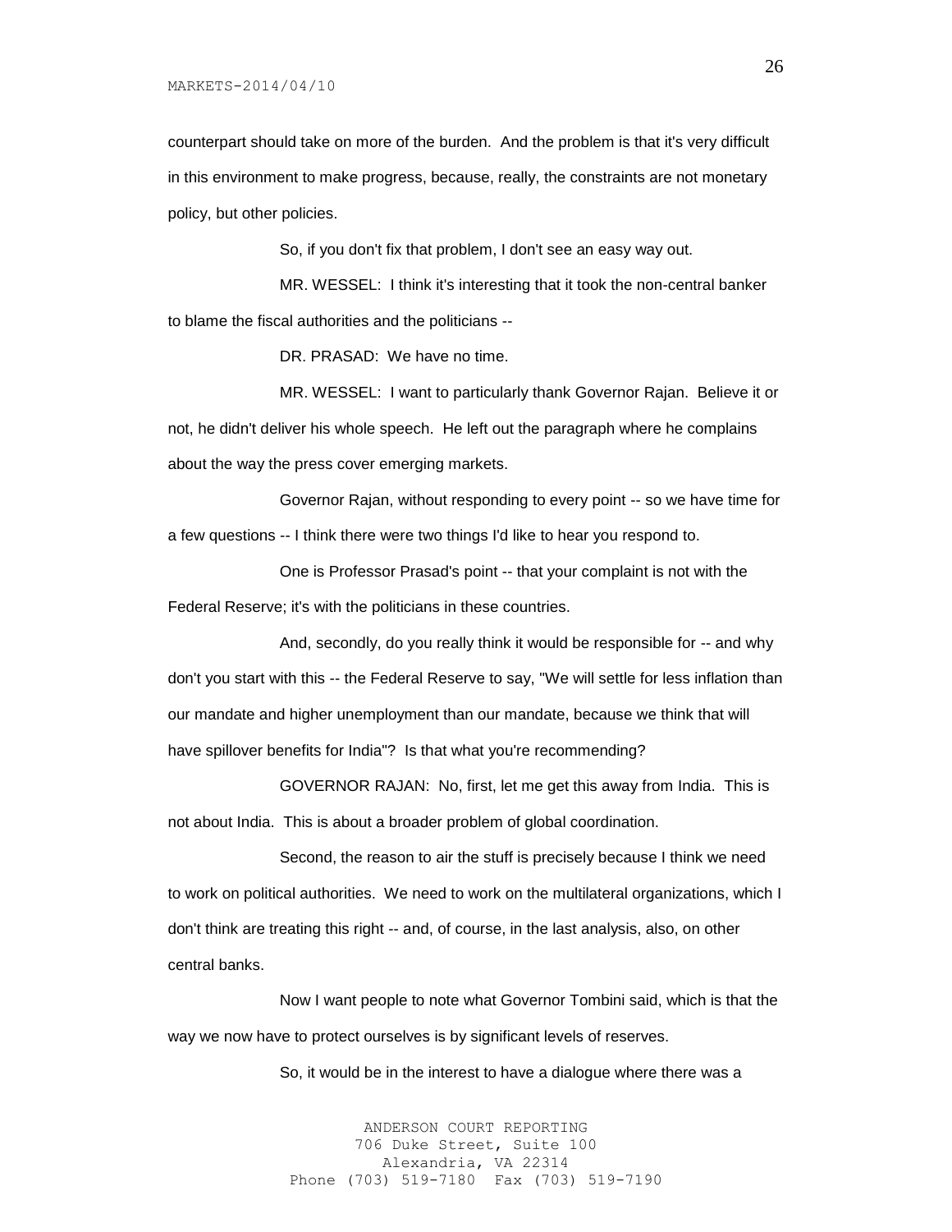counterpart should take on more of the burden. And the problem is that it's very difficult in this environment to make progress, because, really, the constraints are not monetary policy, but other policies.

So, if you don't fix that problem, I don't see an easy way out.

MR. WESSEL: I think it's interesting that it took the non-central banker to blame the fiscal authorities and the politicians --

DR. PRASAD: We have no time.

MR. WESSEL: I want to particularly thank Governor Rajan. Believe it or not, he didn't deliver his whole speech. He left out the paragraph where he complains about the way the press cover emerging markets.

Governor Rajan, without responding to every point -- so we have time for a few questions -- I think there were two things I'd like to hear you respond to.

One is Professor Prasad's point -- that your complaint is not with the Federal Reserve; it's with the politicians in these countries.

And, secondly, do you really think it would be responsible for -- and why don't you start with this -- the Federal Reserve to say, "We will settle for less inflation than our mandate and higher unemployment than our mandate, because we think that will have spillover benefits for India"? Is that what you're recommending?

GOVERNOR RAJAN: No, first, let me get this away from India. This is not about India. This is about a broader problem of global coordination.

Second, the reason to air the stuff is precisely because I think we need to work on political authorities. We need to work on the multilateral organizations, which I don't think are treating this right -- and, of course, in the last analysis, also, on other central banks.

Now I want people to note what Governor Tombini said, which is that the way we now have to protect ourselves is by significant levels of reserves.

So, it would be in the interest to have a dialogue where there was a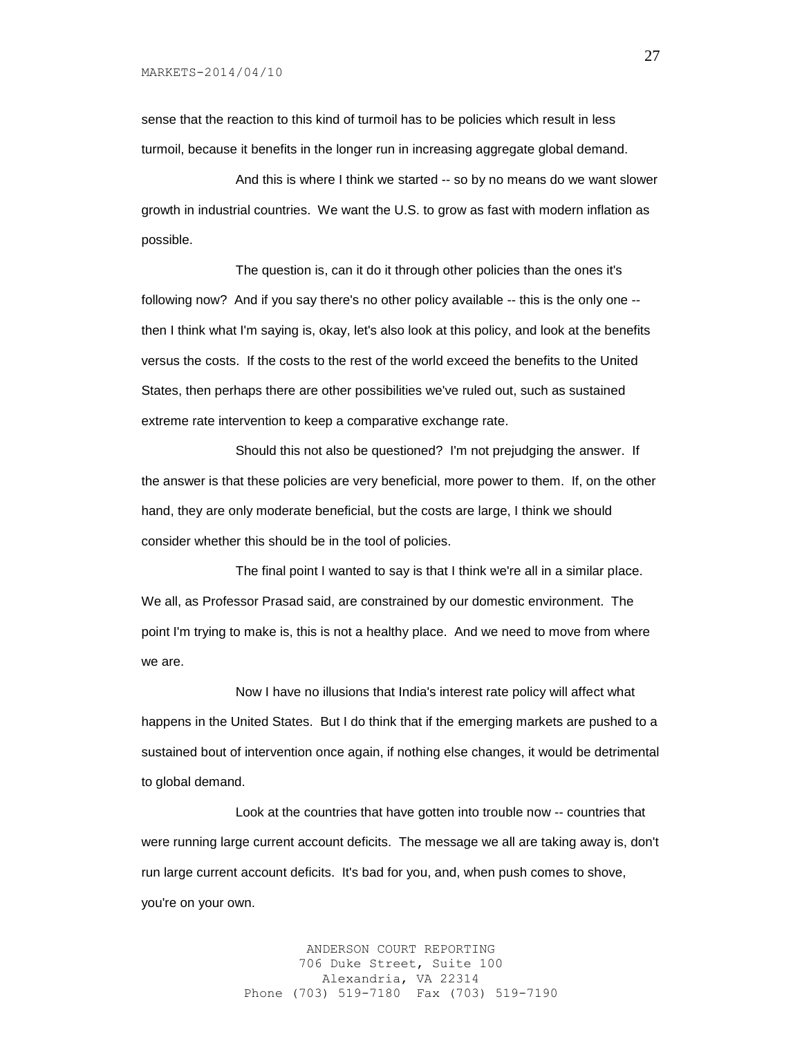sense that the reaction to this kind of turmoil has to be policies which result in less turmoil, because it benefits in the longer run in increasing aggregate global demand.

And this is where I think we started -- so by no means do we want slower growth in industrial countries. We want the U.S. to grow as fast with modern inflation as possible.

The question is, can it do it through other policies than the ones it's following now? And if you say there's no other policy available -- this is the only one -- then I think what I'm saying is, okay, let's also look at this policy, and look at the benefits versus the costs. If the costs to the rest of the world exceed the benefits to the United States, then perhaps there are other possibilities we've ruled out, such as sustained extreme rate intervention to keep a comparative exchange rate.

Should this not also be questioned? I'm not prejudging the answer. If the answer is that these policies are very beneficial, more power to them. If, on the other hand, they are only moderate beneficial, but the costs are large, I think we should consider whether this should be in the tool of policies.

The final point I wanted to say is that I think we're all in a similar place. We all, as Professor Prasad said, are constrained by our domestic environment. The point I'm trying to make is, this is not a healthy place. And we need to move from where we are.

Now I have no illusions that India's interest rate policy will affect what happens in the United States. But I do think that if the emerging markets are pushed to a sustained bout of intervention once again, if nothing else changes, it would be detrimental to global demand.

Look at the countries that have gotten into trouble now -- countries that were running large current account deficits. The message we all are taking away is, don't run large current account deficits. It's bad for you, and, when push comes to shove, you're on your own.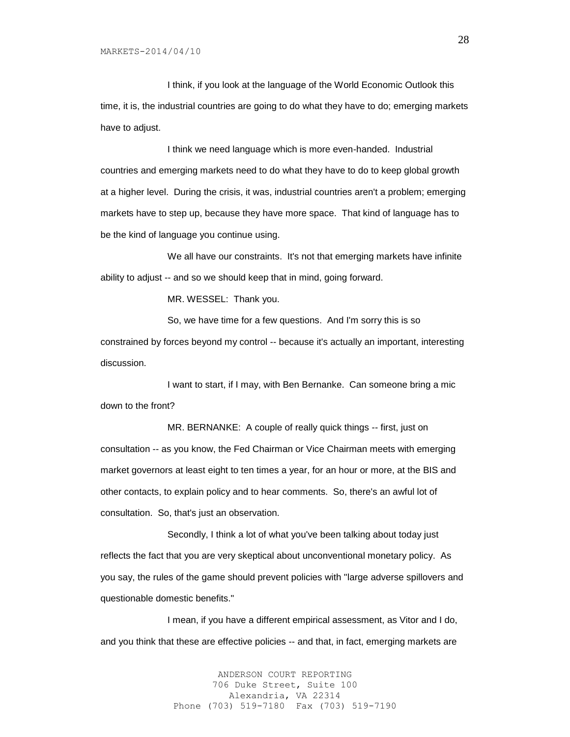I think, if you look at the language of the World Economic Outlook this time, it is, the industrial countries are going to do what they have to do; emerging markets have to adjust.

I think we need language which is more even-handed. Industrial countries and emerging markets need to do what they have to do to keep global growth at a higher level. During the crisis, it was, industrial countries aren't a problem; emerging markets have to step up, because they have more space. That kind of language has to be the kind of language you continue using.

We all have our constraints. It's not that emerging markets have infinite ability to adjust -- and so we should keep that in mind, going forward.

MR. WESSEL: Thank you.

So, we have time for a few questions. And I'm sorry this is so constrained by forces beyond my control -- because it's actually an important, interesting discussion.

I want to start, if I may, with Ben Bernanke. Can someone bring a mic down to the front?

MR. BERNANKE: A couple of really quick things -- first, just on consultation -- as you know, the Fed Chairman or Vice Chairman meets with emerging market governors at least eight to ten times a year, for an hour or more, at the BIS and other contacts, to explain policy and to hear comments. So, there's an awful lot of consultation. So, that's just an observation.

Secondly, I think a lot of what you've been talking about today just reflects the fact that you are very skeptical about unconventional monetary policy. As you say, the rules of the game should prevent policies with "large adverse spillovers and questionable domestic benefits."

I mean, if you have a different empirical assessment, as Vitor and I do, and you think that these are effective policies -- and that, in fact, emerging markets are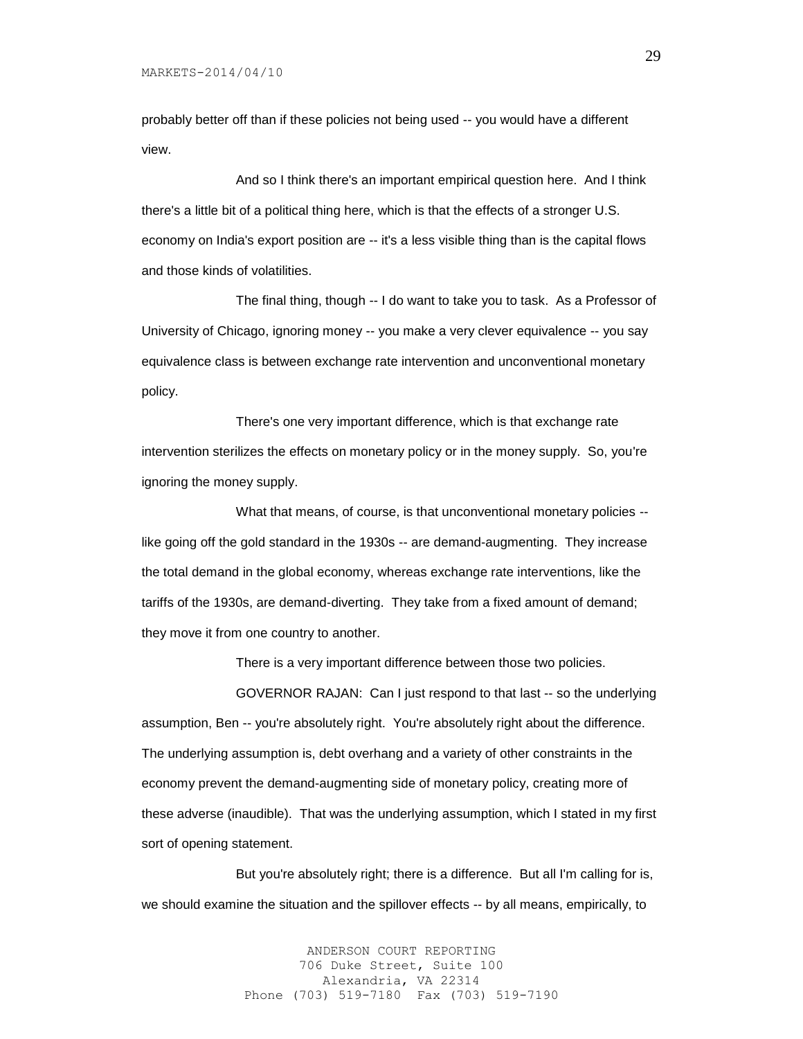probably better off than if these policies not being used -- you would have a different view.

And so I think there's an important empirical question here. And I think there's a little bit of a political thing here, which is that the effects of a stronger U.S. economy on India's export position are -- it's a less visible thing than is the capital flows and those kinds of volatilities.

The final thing, though -- I do want to take you to task. As a Professor of University of Chicago, ignoring money -- you make a very clever equivalence -- you say equivalence class is between exchange rate intervention and unconventional monetary policy.

There's one very important difference, which is that exchange rate intervention sterilizes the effects on monetary policy or in the money supply. So, you're ignoring the money supply.

What that means, of course, is that unconventional monetary policies -- like going off the gold standard in the 1930s -- are demand-augmenting. They increase the total demand in the global economy, whereas exchange rate interventions, like the tariffs of the 1930s, are demand-diverting. They take from a fixed amount of demand; they move it from one country to another.

There is a very important difference between those two policies.

GOVERNOR RAJAN: Can I just respond to that last -- so the underlying assumption, Ben -- you're absolutely right. You're absolutely right about the difference. The underlying assumption is, debt overhang and a variety of other constraints in the economy prevent the demand-augmenting side of monetary policy, creating more of these adverse (inaudible). That was the underlying assumption, which I stated in my first sort of opening statement.

But you're absolutely right; there is a difference. But all I'm calling for is, we should examine the situation and the spillover effects -- by all means, empirically, to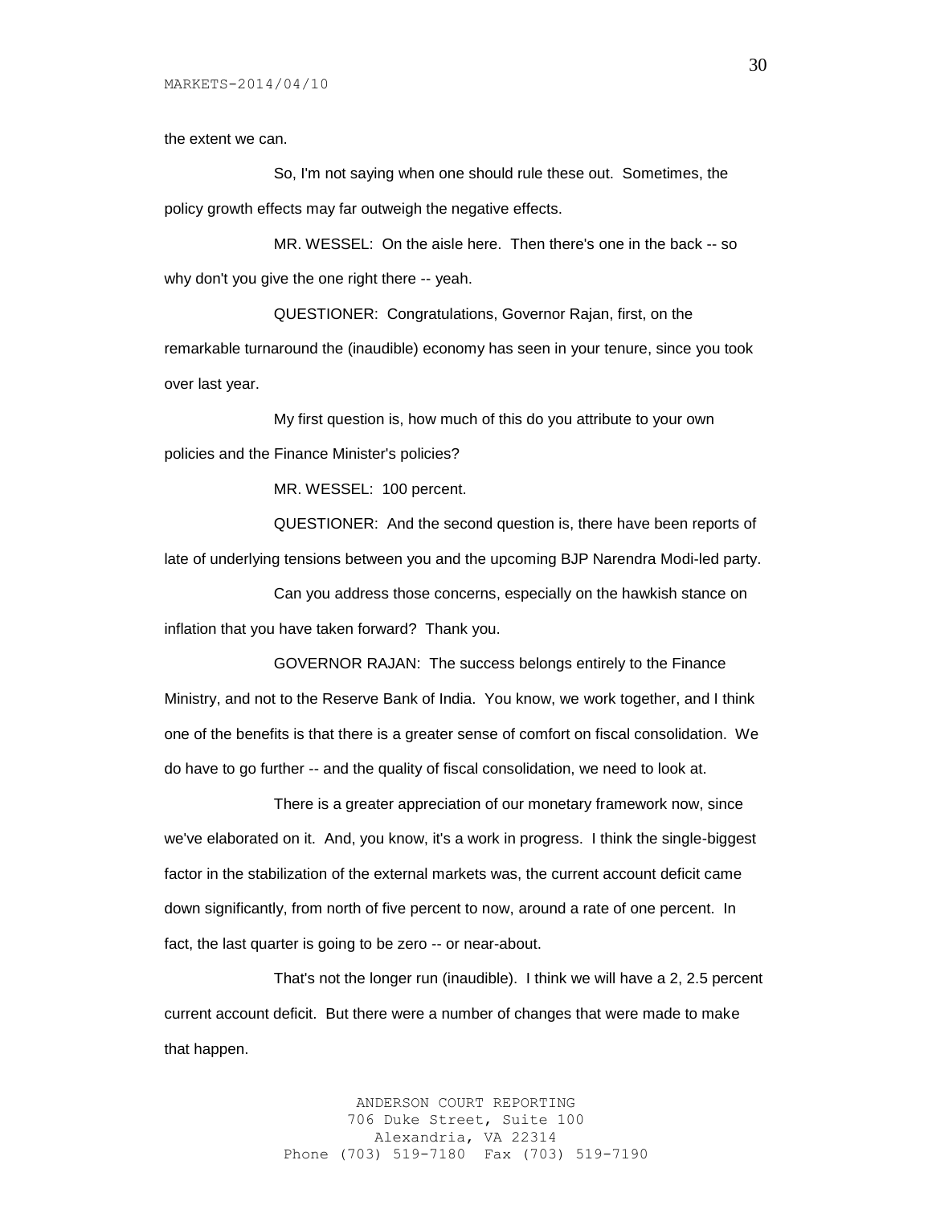the extent we can.

So, I'm not saying when one should rule these out. Sometimes, the policy growth effects may far outweigh the negative effects.

MR. WESSEL: On the aisle here. Then there's one in the back -- so why don't you give the one right there -- yeah.

QUESTIONER: Congratulations, Governor Rajan, first, on the remarkable turnaround the (inaudible) economy has seen in your tenure, since you took over last year.

My first question is, how much of this do you attribute to your own policies and the Finance Minister's policies?

MR. WESSEL: 100 percent.

QUESTIONER: And the second question is, there have been reports of late of underlying tensions between you and the upcoming BJP Narendra Modi-led party.

Can you address those concerns, especially on the hawkish stance on inflation that you have taken forward? Thank you.

GOVERNOR RAJAN: The success belongs entirely to the Finance Ministry, and not to the Reserve Bank of India. You know, we work together, and I think one of the benefits is that there is a greater sense of comfort on fiscal consolidation. We do have to go further -- and the quality of fiscal consolidation, we need to look at.

There is a greater appreciation of our monetary framework now, since we've elaborated on it. And, you know, it's a work in progress. I think the single-biggest factor in the stabilization of the external markets was, the current account deficit came down significantly, from north of five percent to now, around a rate of one percent. In fact, the last quarter is going to be zero -- or near-about.

That's not the longer run (inaudible). I think we will have a 2, 2.5 percent current account deficit. But there were a number of changes that were made to make that happen.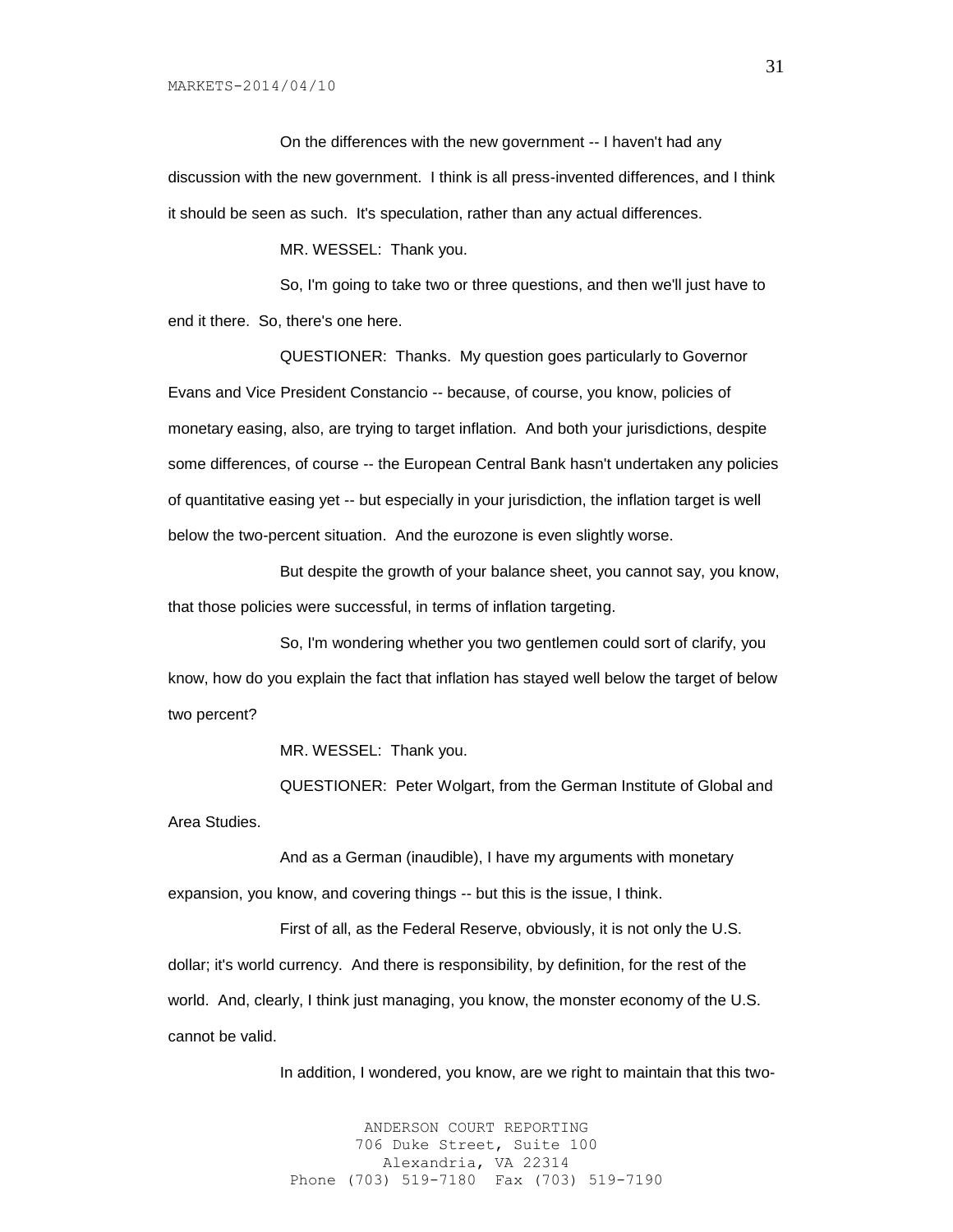On the differences with the new government -- I haven't had any discussion with the new government. I think is all press-invented differences, and I think it should be seen as such. It's speculation, rather than any actual differences.

MR. WESSEL: Thank you.

So, I'm going to take two or three questions, and then we'll just have to end it there. So, there's one here.

QUESTIONER: Thanks. My question goes particularly to Governor Evans and Vice President Constancio -- because, of course, you know, policies of monetary easing, also, are trying to target inflation. And both your jurisdictions, despite some differences, of course -- the European Central Bank hasn't undertaken any policies of quantitative easing yet -- but especially in your jurisdiction, the inflation target is well below the two-percent situation. And the eurozone is even slightly worse.

But despite the growth of your balance sheet, you cannot say, you know, that those policies were successful, in terms of inflation targeting.

So, I'm wondering whether you two gentlemen could sort of clarify, you know, how do you explain the fact that inflation has stayed well below the target of below two percent?

MR. WESSEL: Thank you.

QUESTIONER: Peter Wolgart, from the German Institute of Global and Area Studies.

And as a German (inaudible), I have my arguments with monetary expansion, you know, and covering things -- but this is the issue, I think.

First of all, as the Federal Reserve, obviously, it is not only the U.S. dollar; it's world currency. And there is responsibility, by definition, for the rest of the world. And, clearly, I think just managing, you know, the monster economy of the U.S. cannot be valid.

In addition, I wondered, you know, are we right to maintain that this two-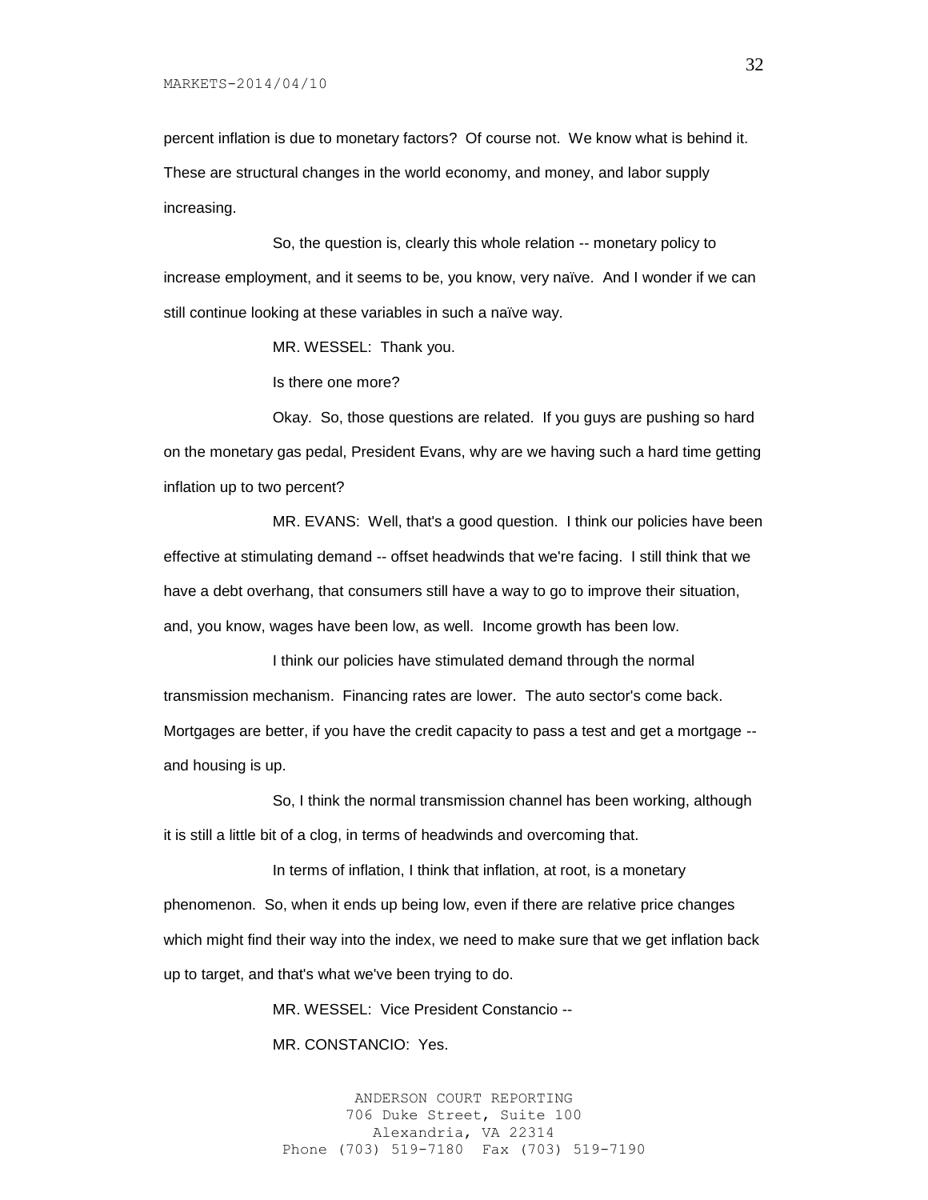percent inflation is due to monetary factors? Of course not. We know what is behind it. These are structural changes in the world economy, and money, and labor supply increasing.

So, the question is, clearly this whole relation -- monetary policy to increase employment, and it seems to be, you know, very naïve. And I wonder if we can still continue looking at these variables in such a naïve way.

MR. WESSEL: Thank you.

Is there one more?

Okay. So, those questions are related. If you guys are pushing so hard on the monetary gas pedal, President Evans, why are we having such a hard time getting inflation up to two percent?

MR. EVANS: Well, that's a good question. I think our policies have been effective at stimulating demand -- offset headwinds that we're facing. I still think that we have a debt overhang, that consumers still have a way to go to improve their situation, and, you know, wages have been low, as well. Income growth has been low.

I think our policies have stimulated demand through the normal transmission mechanism. Financing rates are lower. The auto sector's come back. Mortgages are better, if you have the credit capacity to pass a test and get a mortgage -- and housing is up.

So, I think the normal transmission channel has been working, although it is still a little bit of a clog, in terms of headwinds and overcoming that.

In terms of inflation, I think that inflation, at root, is a monetary phenomenon. So, when it ends up being low, even if there are relative price changes which might find their way into the index, we need to make sure that we get inflation back up to target, and that's what we've been trying to do.

MR. WESSEL: Vice President Constancio --

MR. CONSTANCIO: Yes.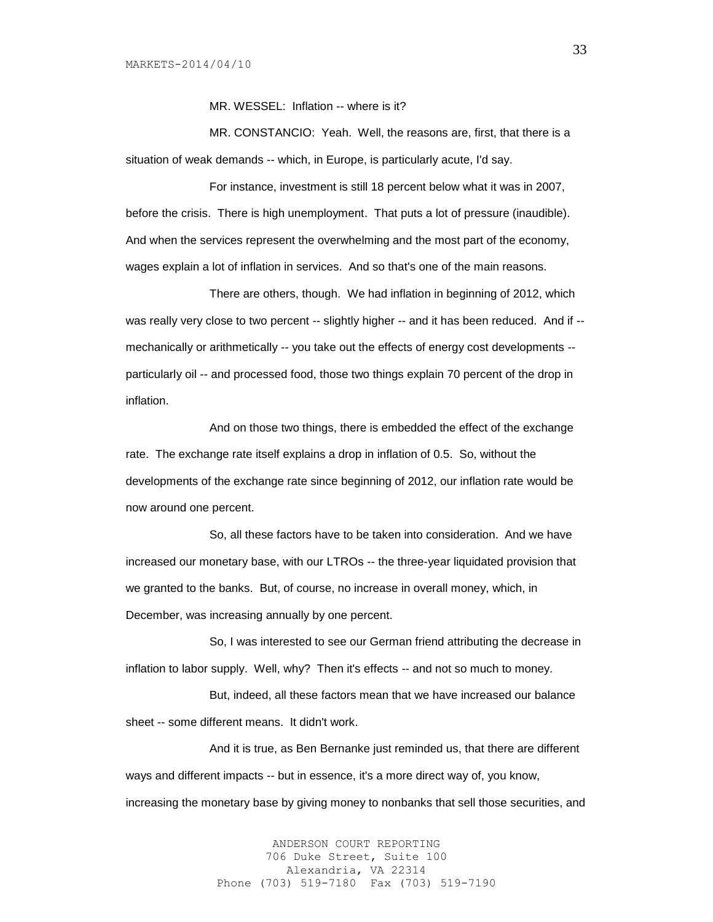MR. WESSEL: Inflation -- where is it?

MR. CONSTANCIO: Yeah. Well, the reasons are, first, that there is a situation of weak demands -- which, in Europe, is particularly acute, I'd say.

For instance, investment is still 18 percent below what it was in 2007, before the crisis. There is high unemployment. That puts a lot of pressure (inaudible). And when the services represent the overwhelming and the most part of the economy, wages explain a lot of inflation in services. And so that's one of the main reasons.

There are others, though. We had inflation in beginning of 2012, which was really very close to two percent -- slightly higher -- and it has been reduced. And if -- mechanically or arithmetically -- you take out the effects of energy cost developments -- particularly oil -- and processed food, those two things explain 70 percent of the drop in inflation.

And on those two things, there is embedded the effect of the exchange rate. The exchange rate itself explains a drop in inflation of 0.5. So, without the developments of the exchange rate since beginning of 2012, our inflation rate would be now around one percent.

So, all these factors have to be taken into consideration. And we have increased our monetary base, with our LTROs -- the three-year liquidated provision that we granted to the banks. But, of course, no increase in overall money, which, in December, was increasing annually by one percent.

So, I was interested to see our German friend attributing the decrease in inflation to labor supply. Well, why? Then it's effects -- and not so much to money.

But, indeed, all these factors mean that we have increased our balance sheet -- some different means. It didn't work.

And it is true, as Ben Bernanke just reminded us, that there are different ways and different impacts -- but in essence, it's a more direct way of, you know, increasing the monetary base by giving money to nonbanks that sell those securities, and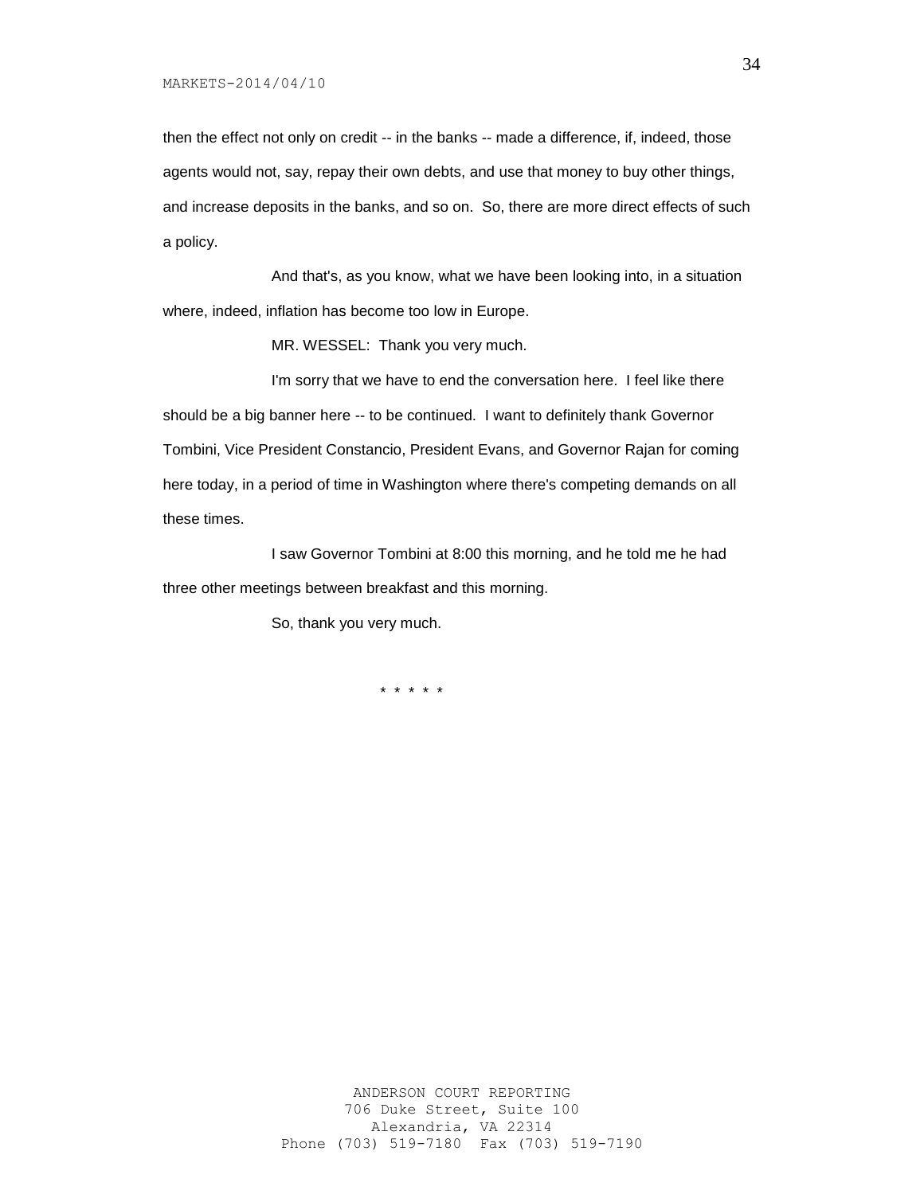then the effect not only on credit -- in the banks -- made a difference, if, indeed, those agents would not, say, repay their own debts, and use that money to buy other things, and increase deposits in the banks, and so on. So, there are more direct effects of such a policy.

And that's, as you know, what we have been looking into, in a situation where, indeed, inflation has become too low in Europe.

MR. WESSEL: Thank you very much.

I'm sorry that we have to end the conversation here. I feel like there should be a big banner here -- to be continued. I want to definitely thank Governor Tombini, Vice President Constancio, President Evans, and Governor Rajan for coming here today, in a period of time in Washington where there's competing demands on all these times.

I saw Governor Tombini at 8:00 this morning, and he told me he had three other meetings between breakfast and this morning.

So, thank you very much.

* * * * *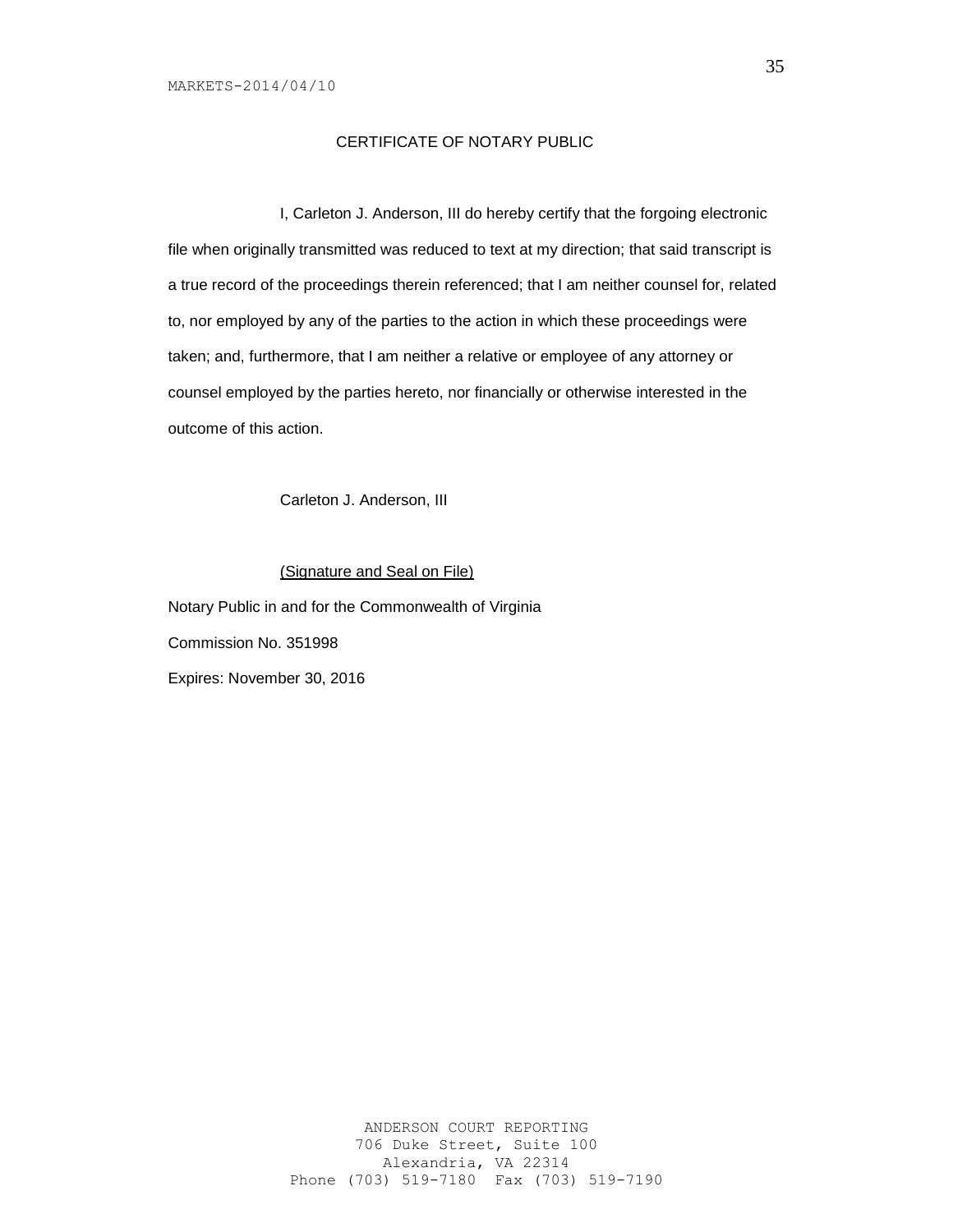## CERTIFICATE OF NOTARY PUBLIC

I, Carleton J. Anderson, III do hereby certify that the forgoing electronic file when originally transmitted was reduced to text at my direction; that said transcript is a true record of the proceedings therein referenced; that I am neither counsel for, related to, nor employed by any of the parties to the action in which these proceedings were taken; and, furthermore, that I am neither a relative or employee of any attorney or counsel employed by the parties hereto, nor financially or otherwise interested in the outcome of this action.

Carleton J. Anderson, III

(Signature and Seal on File)

Notary Public in and for the Commonwealth of Virginia

Commission No. 351998

Expires: November 30, 2016